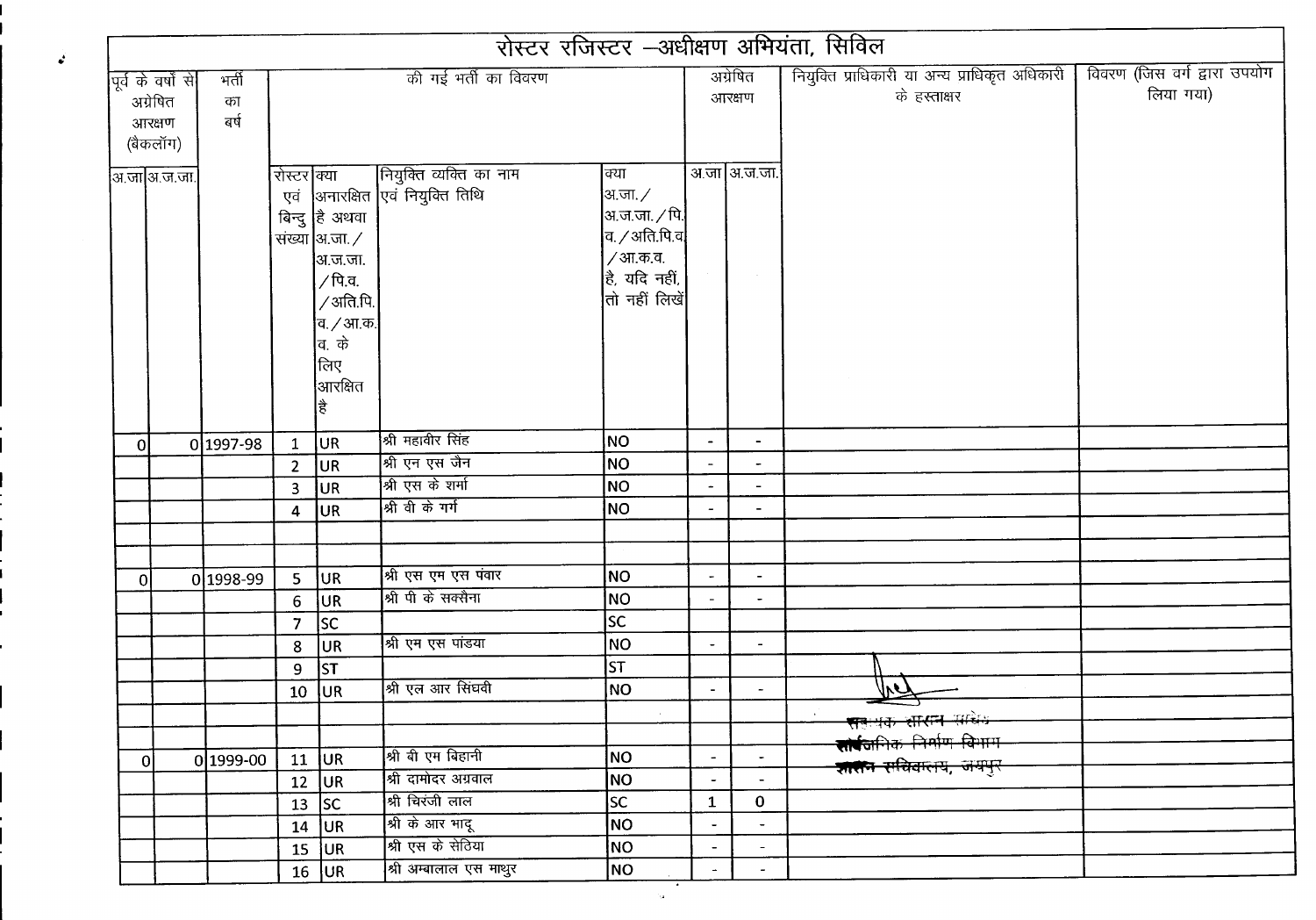# रोस्टर रजिस्टर –अधीक्षण अभियंता, सिविल

| पूर्व के वर्षों से अग्रेषित आरक्षण (बैकलॉग) | | भर्ती का वर्ष | की गई भर्ती का विवरण | | | | अग्रेषित आरक्षण | | नियुक्ति प्राधिकारी या अन्य प्राधिकृत अधिकारी के हस्ताक्षर | विवरण (जिस वर्ग द्वारा उपयोग लिया गया) |
|---|---|---|---|---|---|---|---|---|---|---|
| अ.जा | अ.ज.जा. | | रोस्टर एवं बिन्दु संख्या | क्या अनारक्षित है अथवा अ.जा./ अ.ज.जा. /पि.व. /अति.पि.व./आ.क.व. के लिए आरक्षित है | नियुक्ति व्यक्ति का नाम एवं नियुक्ति तिथि | क्या अ.जा./ अ.ज.जा./पि.व./अति.पि.व /आ.क.व. है, यदि नहीं, तो नहीं लिखें | अ.जा | अ.ज.जा. | | |
| 0 | 0 | 1997-98 | 1 | UR | श्री महावीर सिंह | NO | - | - | | |
| | | | 2 | UR | श्री एन एस जैन | NO | - | - | | |
| | | | 3 | UR | श्री एस के शर्मा | NO | - | - | | |
| | | | 4 | UR | श्री वी के गर्ग | NO | - | - | | |
| | | | | | | | | | | |
| | | | | | | | | | | |
| 0 | 0 | 1998-99 | 5 | UR | श्री एस एम एस पंवार | NO | - | - | | |
| | | | 6 | UR | श्री पी के सक्सैना | NO | - | - | | |
| | | | 7 | SC | | SC | | | | |
| | | | 8 | UR | श्री एम एस पांडया | NO | - | - | | |
| | | | 9 | ST | | ST | | | | |
| | | | 10 | UR | श्री एल आर सिंघवी | NO | - | - | | |
| | | | | | | | | | सहायक शासन सचिव सार्वजनिक निर्माण विभाग शासन सचिवालय, जयपुर | |
| | | | | | | | | | | |
| 0 | 0 | 1999-00 | 11 | UR | श्री बी एम बिहानी | NO | - | - | | |
| | | | 12 | UR | श्री दामोदर अग्रवाल | NO | - | - | | |
| | | | 13 | SC | श्री चिरंजी लाल | SC | 1 | 0 | | |
| | | | 14 | UR | श्री के आर भादू | NO | - | - | | |
| | | | 15 | UR | श्री एस के सेठिया | NO | - | - | | |
| | | | 16 | UR | श्री अम्बालाल एस माथुर | NO | - | - | | |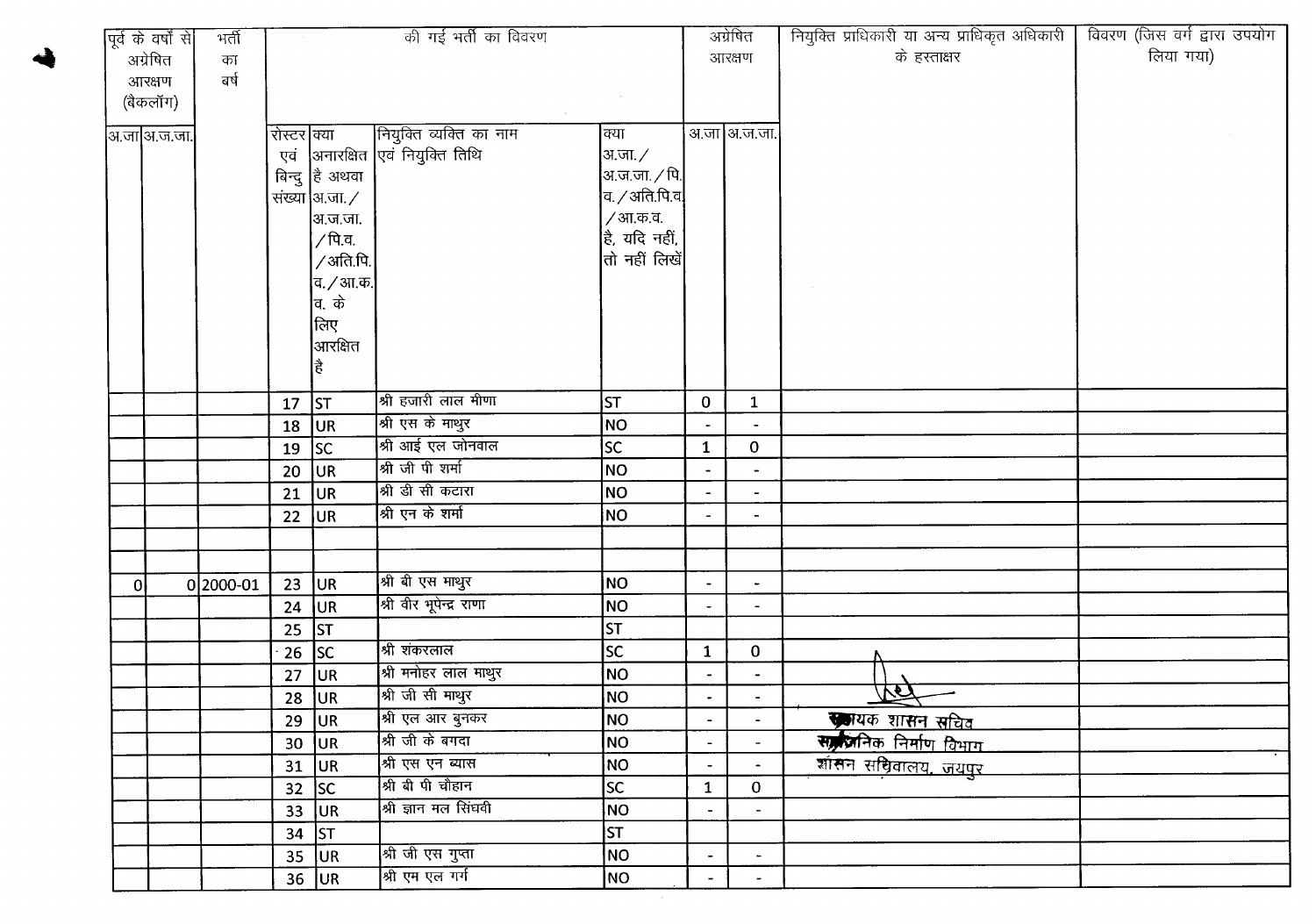| पूर्व के वर्षों से अग्रेषित आरक्षण (बैकलॉग) | | भर्ती का वर्ष | की गई भर्ती का विवरण | | | | अग्रेषित आरक्षण | | नियुक्ति प्राधिकारी या अन्य प्राधिकृत अधिकारी के हस्ताक्षर | विवरण (जिस वर्ग द्वारा उपयोग लिया गया) |
|---|---|---|---|---|---|---|---|---|---|---|
| अ.जा | अ.ज.जा. | | रोस्टर एवं बिन्दु संख्या | क्या अनारक्षित है अथवा अ.जा./अ.ज.जा./पि.व./अति.पि.व./आ.क.व. के लिए आरक्षित है | नियुक्त व्यक्ति का नाम एवं नियुक्ति तिथि | क्या अ.जा./अ.ज.जा./पि.व./अति.पि.व./आ.क.व. है, यदि नहीं, तो नहीं लिखें | अ.जा | अ.ज.जा. | | |
| | | | 17 | ST | श्री हजारी लाल मीणा | ST | 0 | 1 | | |
| | | | 18 | UR | श्री एस के माथुर | NO | - | - | | |
| | | | 19 | SC | श्री आई एल जोनवाल | SC | 1 | 0 | | |
| | | | 20 | UR | श्री जी पी शर्मा | NO | - | - | | |
| | | | 21 | UR | श्री डी सी कटारा | NO | - | - | | |
| | | | 22 | UR | श्री एन के शर्मा | NO | - | - | | |
| | | | | | | | | | | |
| | | | | | | | | | | |
| 0 | 0 | 2000-01 | 23 | UR | श्री बी एस माथुर | NO | - | - | | |
| | | | 24 | UR | श्री वीर भूपेन्द्र राणा | NO | - | - | | |
| | | | 25 | ST | | ST | | | | |
| | | | 26 | SC | श्री शंकरलाल | SC | 1 | 0 | | |
| | | | 27 | UR | श्री मनोहर लाल माथुर | NO | - | - | | |
| | | | 28 | UR | श्री जी सी माथुर | NO | - | - | | |
| | | | 29 | UR | श्री एल आर बुनकर | NO | - | - | सहायक शासन सचिव | |
| | | | 30 | UR | श्री जी के बगदा | NO | - | - | सार्वजनिक निर्माण विभाग | |
| | | | 31 | UR | श्री एस एन व्यास | NO | - | - | शासन सचिवालय, जयपुर | |
| | | | 32 | SC | श्री बी पी चौहान | SC | 1 | 0 | | |
| | | | 33 | UR | श्री ज्ञान मल सिंघवी | NO | - | - | | |
| | | | 34 | ST | | ST | | | | |
| | | | 35 | UR | श्री जी एस गुप्ता | NO | - | - | | |
| | | | 36 | UR | श्री एम एल गर्ग | NO | - | - | | |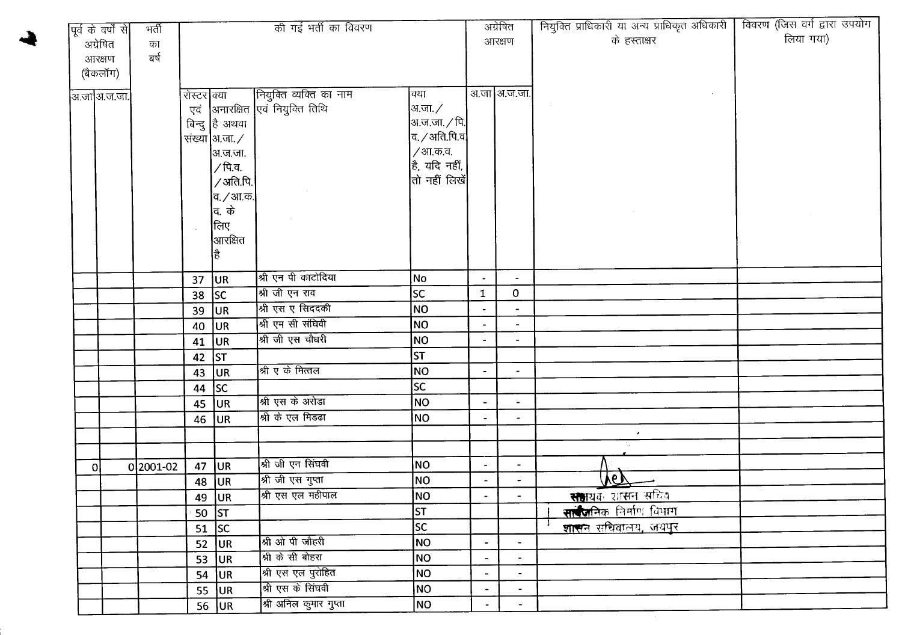| पूर्व के वर्षो से अग्रेषित आरक्षण (बैकलॉग) | | भर्ती का बर्ष | की गई भर्ती का विवरण | | | | अग्रेषित आरक्षण | | नियुक्ति प्राधिकारी या अन्य प्राधिकृत अधिकारी के हस्ताक्षर | विवरण (जिस वर्ग द्वारा उपयोग लिया गया) |
|---|---|---|---|---|---|---|---|---|---|---|
| अ.जा | अ.ज.जा. | | रोस्टर एवं बिन्दु संख्या | क्या अनारक्षित है अथवा अ.जा./अ.ज.जा./पि.व./अति.पि.व./आ.क.व. के लिए आरक्षित है | नियुक्ति व्यक्ति का नाम एवं नियुक्ति तिथि | क्या अ.जा./अ.ज.जा./पि.व./अति.पि.व./आ.क.व. है, यदि नहीं, तो नहीं लिखें | अ.जा | अ.ज.जा. | | |
| | | | 37 | UR | श्री एन पी काटोदिया | No | - | - | | |
| | | | 38 | SC | श्री जी एन राव | SC | 1 | 0 | | |
| | | | 39 | UR | श्री एस ए सिददकी | NO | - | - | | |
| | | | 40 | UR | श्री एम सी संघिवी | NO | - | - | | |
| | | | 41 | UR | श्री जी एस चौधरी | NO | - | - | | |
| | | | 42 | ST | | ST | | | | |
| | | | 43 | UR | श्री ए के मित्तल | NO | - | - | | |
| | | | 44 | SC | | SC | | | | |
| | | | 45 | UR | श्री एस के अरोडा | NO | - | - | | |
| | | | 46 | UR | श्री के एल मिडढा | NO | - | - | | |
| | | | | | | | | | | |
| | | | | | | | | | | |
| 0 | 0 | 2001-02 | 47 | UR | श्री जी एन सिंघवी | NO | - | - | | |
| | | | 48 | UR | श्री जी एस गुप्ता | NO | - | - | | |
| | | | 49 | UR | श्री एस एल महीपाल | NO | - | - | सहायक शासन सचिव | |
| | | | 50 | ST | | ST | | | सार्वजनिक निर्माण विभाग | |
| | | | 51 | SC | | SC | | | शासन सचिवालय, जयपुर | |
| | | | 52 | UR | श्री ओ पी जौहरी | NO | - | - | | |
| | | | 53 | UR | श्री के सी बोहरा | NO | - | - | | |
| | | | 54 | UR | श्री एस एल पुरोहित | NO | - | - | | |
| | | | 55 | UR | श्री एस के सिंघवी | NO | - | - | | |
| | | | 56 | UR | श्री अनिल कुमार गुप्ता | NO | - | - | | |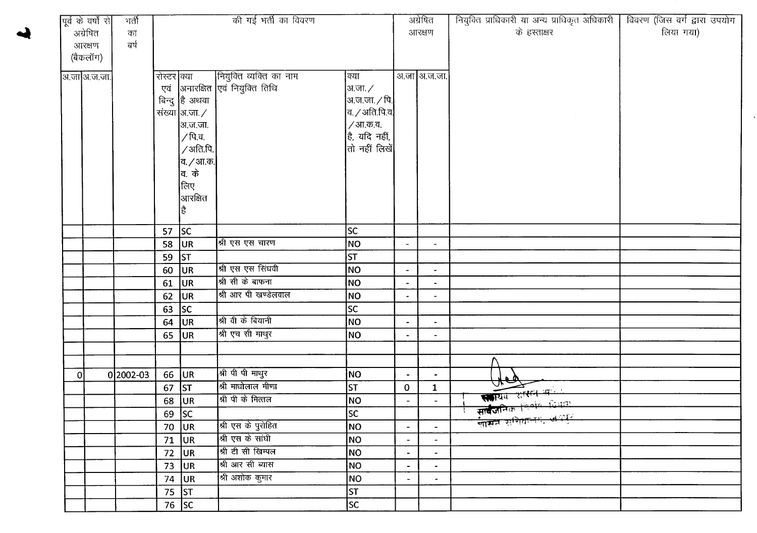| पूर्व के वर्षो से अग्रेषित आरक्षण (बैकलॉग) | | भर्ती का वर्ष | की गई भर्ती का विवरण | | | | अग्रेषित आरक्षण | | नियुक्ति प्राधिकारी या अन्य प्राधिकृत अधिकारी के हस्ताक्षर | विवरण (जिस वर्ग द्वारा उपयोग लिया गया) |
|---|---|---|---|---|---|---|---|---|---|---|
| अ.जा | अ.ज.जा. | | रोस्टर एवं बिन्दु संख्या | क्या अनारक्षित है अथवा अ.जा./ अ.ज.जा. /पि.व. /अति.पि.व./आ.क.व. के लिए आरक्षित है | नियुक्ति व्यक्ति का नाम एवं नियुक्ति तिथि | क्या अ.जा./ अ.ज.जा./पि.व./अति.पि.व./आ.क.व. है, यदि नहीं, तो नहीं लिखें | अ.जा | अ.ज.जा. | | |
| | | | 57 | SC | | SC | | | | |
| | | | 58 | UR | श्री एस एस चारण | NO | - | - | | |
| | | | 59 | ST | | ST | | | | |
| | | | 60 | UR | श्री एस एस सिंघवी | NO | - | - | | |
| | | | 61 | UR | श्री सी के बाफना | NO | - | - | | |
| | | | 62 | UR | श्री आर पी खण्डेलवाल | NO | - | - | | |
| | | | 63 | SC | | SC | | | | |
| | | | 64 | UR | श्री वी के बियानी | NO | - | - | | |
| | | | 65 | UR | श्री एच सी माथुर | NO | - | - | | |
| | | | | | | | | | | |
| | | | | | | | | | | |
| 0 | 0 | 2002-03 | 66 | UR | श्री पी पी माथुर | NO | - | - | सहायक शासन सचिव सार्वजनिक निर्माण विभाग शासन सचिवालय, जयपुर | |
| | | | 67 | ST | श्री माधोलाल मीणा | ST | 0 | 1 | | |
| | | | 68 | UR | श्री पी के मित्तल | NO | - | - | | |
| | | | 69 | SC | | SC | | | | |
| | | | 70 | UR | श्री एस के पुरोहित | NO | - | - | | |
| | | | 71 | UR | श्री एस के सांघी | NO | - | - | | |
| | | | 72 | UR | श्री टी सी खिम्पल | NO | - | - | | |
| | | | 73 | UR | श्री आर सी ब्यास | NO | - | - | | |
| | | | 74 | UR | श्री अशोक कुमार | NO | - | - | | |
| | | | 75 | ST | | ST | | | | |
| | | | 76 | SC | | SC | | | | |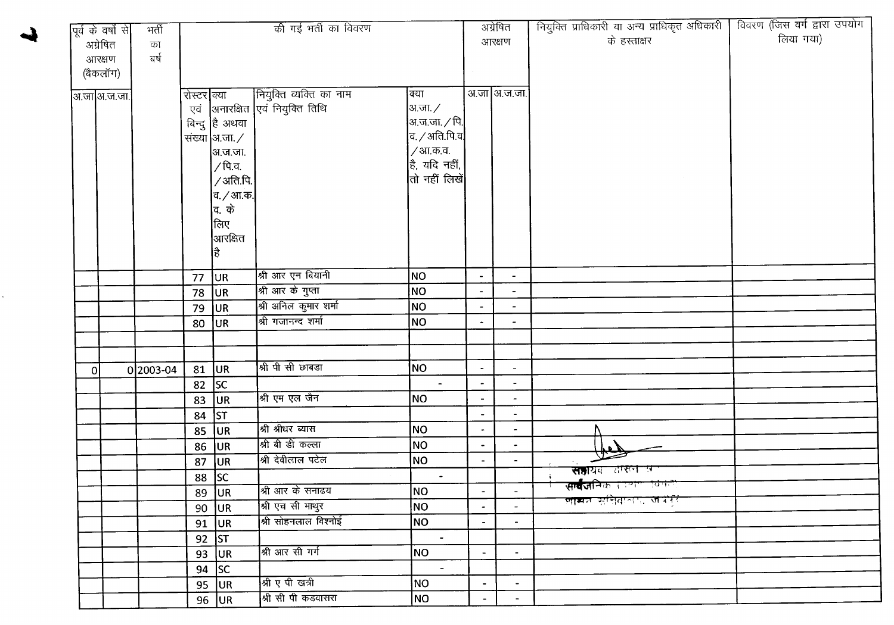| पूर्व के वर्षों से अग्रेषित आरक्षण (बैकलॉग) | | भर्ती का वर्ष | की गई भर्ती का विवरण | | | | अग्रेषित आरक्षण | | नियुक्ति प्राधिकारी या अन्य प्राधिकृत अधिकारी के हस्ताक्षर | विवरण (जिस वर्ग द्वारा उपयोग लिया गया) |
|---|---|---|---|---|---|---|---|---|---|---|
| अ.जा | अ.ज.जा. | | रोस्टर एवं बिन्दु संख्या | क्या अनारक्षित है अथवा अ.जा./अ.ज.जा./पि.व./अति.पि.व./आ.क.व. के लिए आरक्षित है | नियुक्त व्यक्ति का नाम एवं नियुक्ति तिथि | क्या अ.जा./अ.ज.जा./पि.व./अति.पि.व./आ.क.व. है, यदि नहीं, तो नहीं लिखें | अ.जा | अ.ज.जा. | | |
| | | | 77 | UR | श्री आर एन बियानी | NO | - | - | | |
| | | | 78 | UR | श्री आर के गुप्ता | NO | - | - | | |
| | | | 79 | UR | श्री अनिल कुमार शर्मा | NO | - | - | | |
| | | | 80 | UR | श्री गजानन्द शर्मा | NO | - | - | | |
| | | | | | | | | | | |
| | | | | | | | | | | |
| 0 | 0 | 2003-04 | 81 | UR | श्री पी सी छाबडा | NO | - | - | | |
| | | | 82 | SC | | - | - | - | | |
| | | | 83 | UR | श्री एम एल जैन | NO | - | - | | |
| | | | 84 | ST | | | - | - | | |
| | | | 85 | UR | श्री श्रीधर व्यास | NO | - | - | | |
| | | | 86 | UR | श्री बी डी कल्ला | NO | - | - | | |
| | | | 87 | UR | श्री देवीलाल पटेल | NO | - | - | सहायक शासन सचिव सार्वजनिक निर्माण विभाग शासन सचिवालय, जयपुर | |
| | | | 88 | SC | | - | | | | |
| | | | 89 | UR | श्री आर के सनाढय | NO | - | - | | |
| | | | 90 | UR | श्री एच सी माथुर | NO | - | - | | |
| | | | 91 | UR | श्री सोहनलाल विश्नोई | NO | - | - | | |
| | | | 92 | ST | | - | | | | |
| | | | 93 | UR | श्री आर सी गर्ग | NO | - | - | | |
| | | | 94 | SC | | - | | | | |
| | | | 95 | UR | श्री ए पी खत्री | NO | - | - | | |
| | | | 96 | UR | श्री सी पी कडवासरा | NO | - | - | | |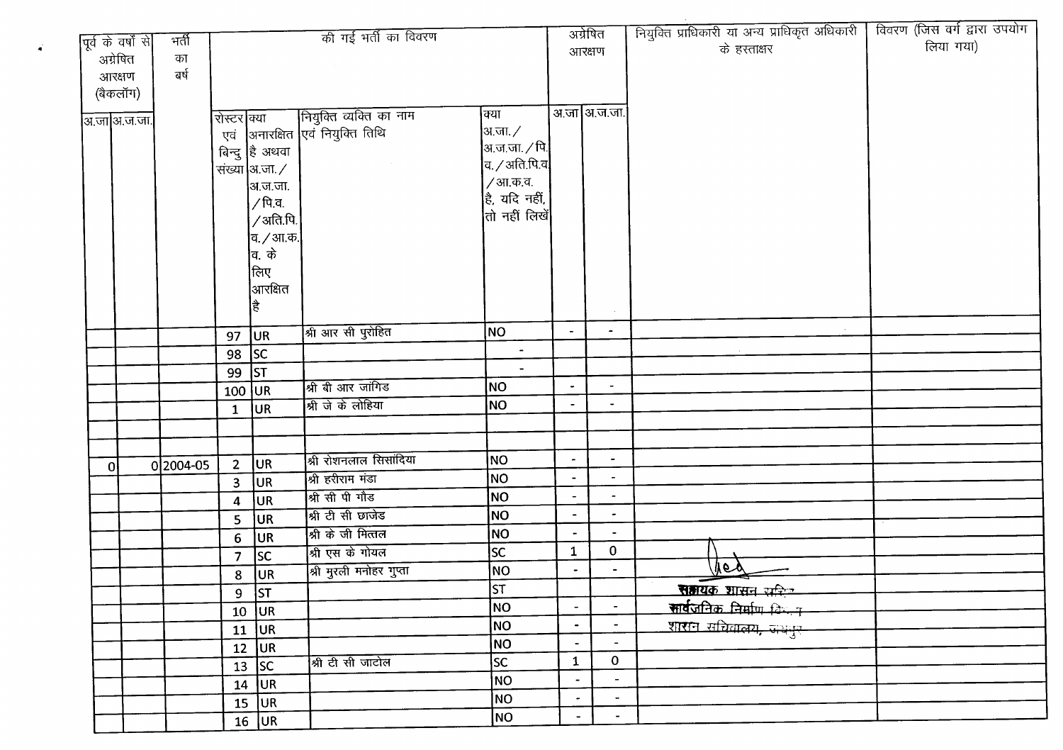| पूर्व के वर्षों से अग्रेषित आरक्षण (बैकलॉग) | | भर्ती का वर्ष | की गई भर्ती का विवरण | | | | अग्रेषित आरक्षण | | नियुक्ति प्राधिकारी या अन्य प्राधिकृत अधिकारी के हस्ताक्षर | विवरण (जिस वर्ग द्वारा उपयोग लिया गया) |
|---|---|---|---|---|---|---|---|---|---|---|
| अ.जा | अ.ज.जा. | | रोस्टर एवं बिन्दु संख्या | क्या अनारक्षित है अथवा अ.जा./अ.ज.जा./पि.व./अति.पि.व./आ.क.व. के लिए आरक्षित है | नियुक्ति व्यक्ति का नाम एवं नियुक्ति तिथि | क्या अ.जा./अ.ज.जा./पि.व./अति.पि.व/आ.क.व. है, यदि नहीं, तो नहीं लिखें | अ.जा | अ.ज.जा. | | |
| | | | 97 | UR | श्री आर सी पुरोहित | NO | - | - | | |
| | | | 98 | SC | | - | | | | |
| | | | 99 | ST | | - | | | | |
| | | | 100 | UR | श्री बी आर जांगिड | NO | - | - | | |
| | | | 1 | UR | श्री जे के लोहिया | NO | - | - | | |
| | | | | | | | | | | |
| | | | | | | | | | | |
| 0 | 0 | 2004-05 | 2 | UR | श्री रोशनलाल सिसांदिया | NO | - | - | | |
| | | | 3 | UR | श्री हरीराम मंडा | NO | - | - | | |
| | | | 4 | UR | श्री सी पी गौड | NO | - | - | | |
| | | | 5 | UR | श्री टी सी छाजेड | NO | - | - | | |
| | | | 6 | UR | श्री के जी मित्तल | NO | - | - | | |
| | | | 7 | SC | श्री एस के गोयल | SC | 1 | 0 | | |
| | | | 8 | UR | श्री मुरली मनोहर गुप्ता | NO | - | - | (हस्ताक्षर) | |
| | | | 9 | ST | | ST | | | सहायक शासन सचिव | |
| | | | 10 | UR | | NO | - | - | सार्वजनिक निर्माण विभाग | |
| | | | 11 | UR | | NO | - | - | शासन सचिवालय, जयपुर | |
| | | | 12 | UR | | NO | - | - | | |
| | | | 13 | SC | श्री टी सी जाटोल | SC | 1 | 0 | | |
| | | | 14 | UR | | NO | - | - | | |
| | | | 15 | UR | | NO | - | - | | |
| | | | 16 | UR | | NO | - | - | | |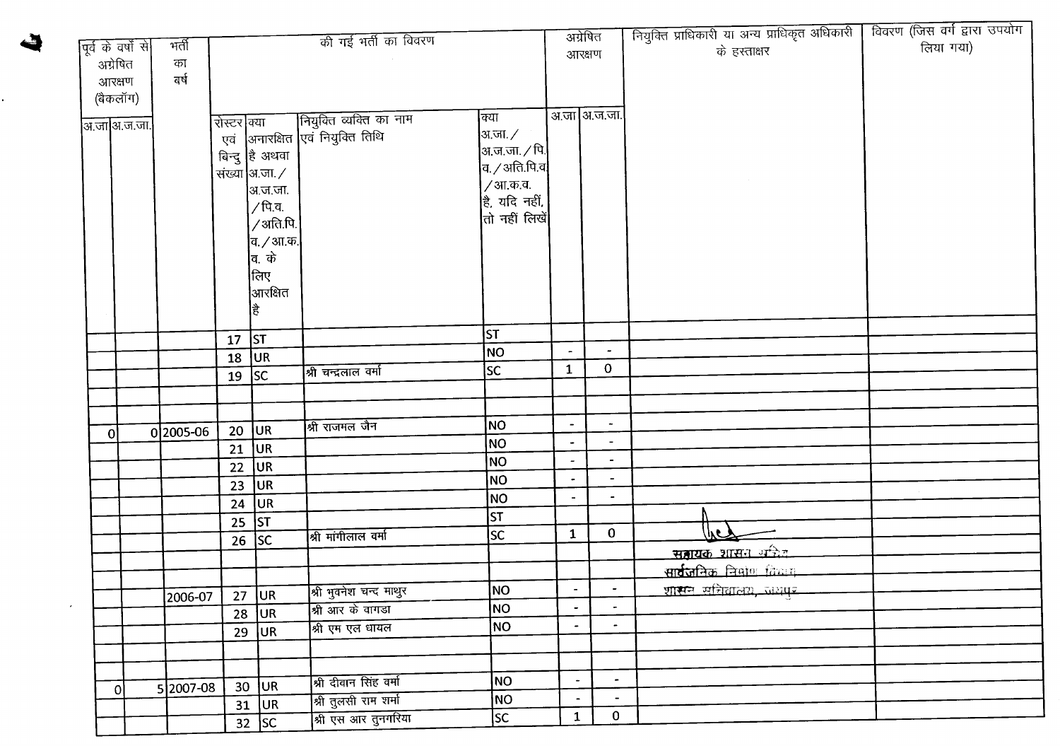| पूर्व के वर्षो से अग्रेषित आरक्षण (बैकलॉग) | | भर्ती का वर्ष | की गई भर्ती का विवरण | | | | अग्रेषित आरक्षण | | नियुक्ति प्राधिकारी या अन्य प्राधिकृत अधिकारी के हस्ताक्षर | विवरण (जिस वर्ग द्वारा उपयोग लिया गया) |
|---|---|---|---|---|---|---|---|---|---|---|
| अ.जा | अ.ज.जा. | | रोस्टर एवं बिन्दु संख्या | क्या अनारक्षित है अथवा अ.जा./अ.ज.जा./पि.व./अति.पि.व./आ.क.व. के लिए आरक्षित है | नियुक्ति व्यक्ति का नाम एवं नियुक्ति तिथि | क्या अ.जा./अ.ज.जा./पि.व./अति.पि.व/आ.क.व. है, यदि नहीं, तो नहीं लिखें | अ.जा | अ.ज.जा. | | |
| | | | 17 | ST | | ST | | | | |
| | | | 18 | UR | | NO | - | - | | |
| | | | 19 | SC | श्री चन्द्रलाल वर्मा | SC | 1 | 0 | | |
| | | | | | | | | | | |
| | | | | | | | | | | |
| 0 | 0 | 2005-06 | 20 | UR | श्री राजमल जैन | NO | - | - | | |
| | | | 21 | UR | | NO | - | - | | |
| | | | 22 | UR | | NO | - | - | | |
| | | | 23 | UR | | NO | - | - | | |
| | | | 24 | UR | | NO | - | - | | |
| | | | 25 | ST | | ST | | | | |
| | | | 26 | SC | श्री मांगीलाल वर्मा | SC | 1 | 0 | सहायक शासन सचिव सार्वजनिक निर्माण विभाग शासन सचिवालय, जयपुर | |
| | | | | | | | | | | |
| | | | | | | | | | | |
| | | 2006-07 | 27 | UR | श्री भुवनेश चन्द माथुर | NO | - | - | | |
| | | | 28 | UR | श्री आर के वागडा | NO | - | - | | |
| | | | 29 | UR | श्री एम एल धायल | NO | - | - | | |
| | | | | | | | | | | |
| | | | | | | | | | | |
| 0 | 5 | 2007-08 | 30 | UR | श्री दीवान सिंह वर्मा | NO | - | - | | |
| | | | 31 | UR | श्री तुलसी राम शर्मा | NO | - | - | | |
| | | | 32 | SC | श्री एस आर तुनगरिया | SC | 1 | 0 | | |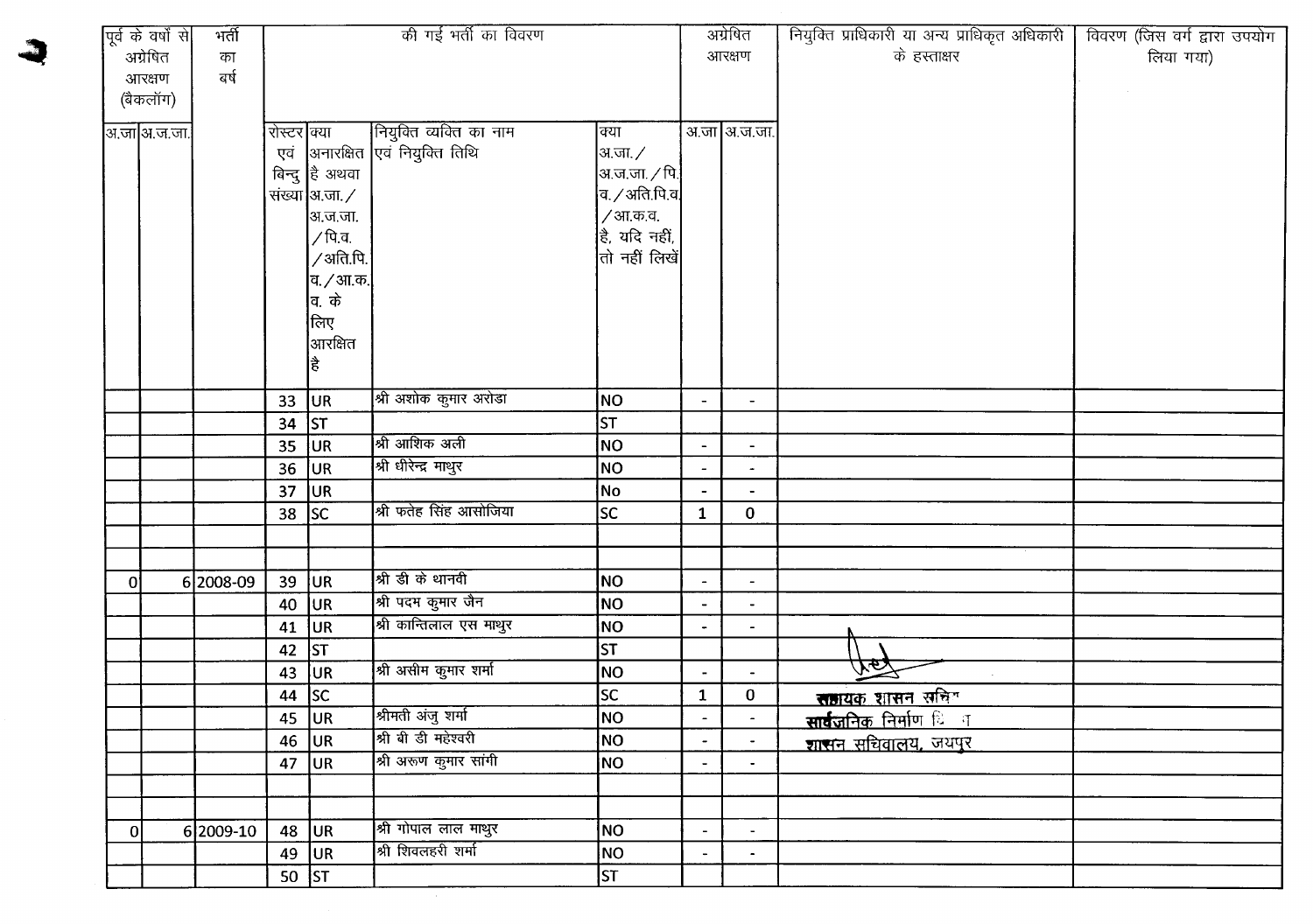| पूर्व के वर्षो से अग्रेषित आरक्षण (बैकलॉग) | | भर्ती का वर्ष | की गई भर्ती का विवरण | | | | अग्रेषित आरक्षण | | नियुक्ति प्राधिकारी या अन्य प्राधिकृत अधिकारी के हस्ताक्षर | विवरण (जिस वर्ग द्वारा उपयोग लिया गया) |
|---|---|---|---|---|---|---|---|---|---|---|
| अ.जा | अ.ज.जा. | | रोस्टर एवं बिन्दु संख्या | क्या अनारक्षित है अथवा अ.जा./अ.ज.जा./पि.व./अति.पि.व./आ.क.व. के लिए आरक्षित है | नियुक्त व्यक्ति का नाम एवं नियुक्ति तिथि | क्या अ.जा./अ.ज.जा./पि.व./अति.पि.व./आ.क.व. है, यदि नहीं, तो नहीं लिखें | अ.जा | अ.ज.जा. | | |
| | | | 33 | UR | श्री अशोक कुमार अरोडा | NO | - | - | | |
| | | | 34 | ST | | ST | | | | |
| | | | 35 | UR | श्री आशिक अली | NO | - | - | | |
| | | | 36 | UR | श्री धीरेन्द्र माथुर | NO | - | - | | |
| | | | 37 | UR | | No | - | - | | |
| | | | 38 | SC | श्री फतेह सिंह आसोजिया | SC | 1 | 0 | | |
| | | | | | | | | | | |
| | | | | | | | | | | |
| 0 | 6 | 2008-09 | 39 | UR | श्री डी के थानवी | NO | - | - | | |
| | | | 40 | UR | श्री पदम कुमार जैन | NO | - | - | | |
| | | | 41 | UR | श्री कान्तिलाल एस माथुर | NO | - | - | | |
| | | | 42 | ST | | ST | | | | |
| | | | 43 | UR | श्री असीम कुमार शर्मा | NO | - | - | | |
| | | | 44 | SC | | SC | 1 | 0 | सहायक शासन सचिव | |
| | | | 45 | UR | श्रीमती अंजु शर्मा | NO | - | - | सार्वजनिक निर्माण विभाग | |
| | | | 46 | UR | श्री बी डी महेश्वरी | NO | - | - | शासन सचिवालय, जयपुर | |
| | | | 47 | UR | श्री अरूण कुमार सांगी | NO | - | - | | |
| | | | | | | | | | | |
| | | | | | | | | | | |
| 0 | 6 | 2009-10 | 48 | UR | श्री गोपाल लाल माथुर | NO | - | - | | |
| | | | 49 | UR | श्री शिवलहरी शर्मा | NO | - | - | | |
| | | | 50 | ST | | ST | | | | |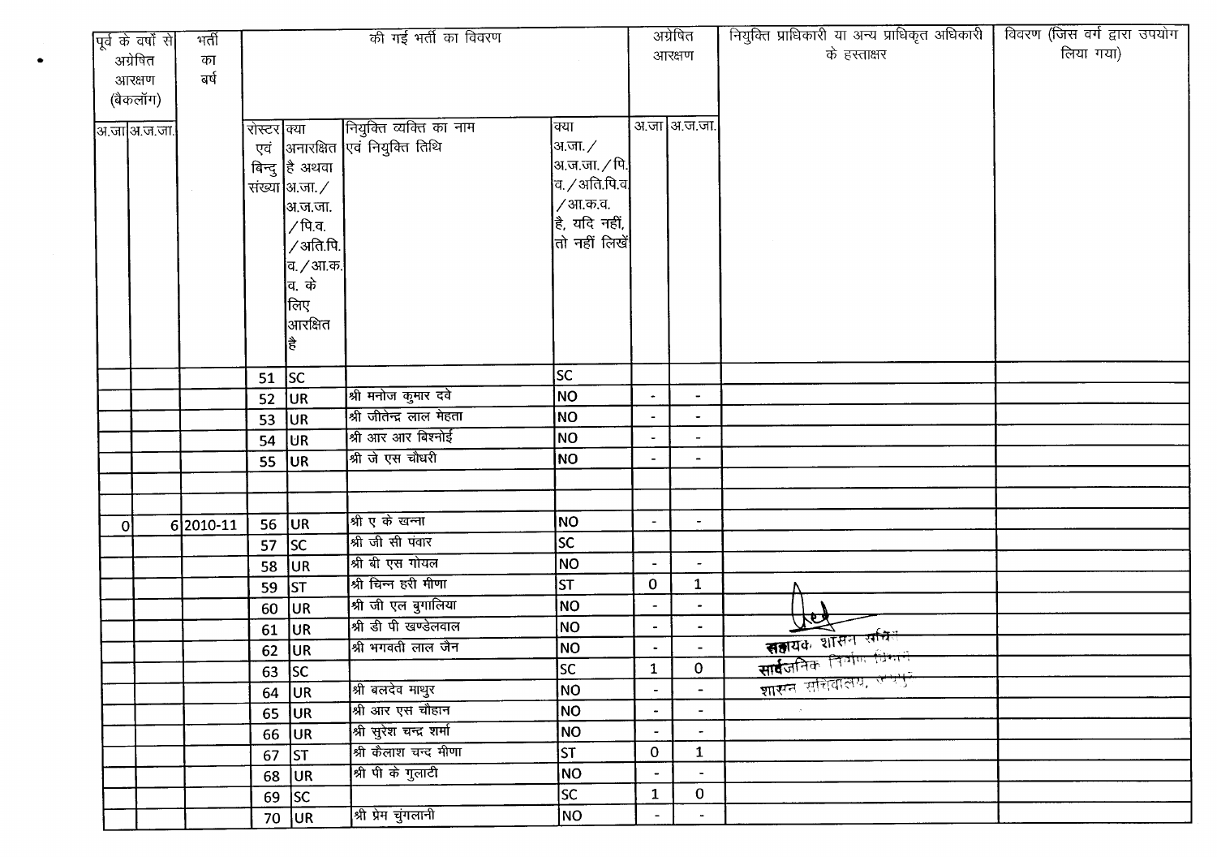| पूर्व के वर्षों से अग्रेषित आरक्षण (बैकलॉग) | | भर्ती का वर्ष | की गई भर्ती का विवरण | | | | अग्रेषित आरक्षण | | नियुक्ति प्राधिकारी या अन्य प्राधिकृत अधिकारी के हस्ताक्षर | विवरण (जिस वर्ग द्वारा उपयोग लिया गया) |
|---|---|---|---|---|---|---|---|---|---|---|
| अ.जा | अ.ज.जा. | | रोस्टर एवं बिन्दु संख्या | क्या अनारक्षित है अथवा अ.जा./ अ.ज.जा. /पि.व. /अति.पि.व./आ.क.व. के लिए आरक्षित है | नियुक्ति व्यक्ति का नाम एवं नियुक्ति तिथि | क्या अ.जा./ अ.ज.जा./पि.व./अति.पि.व /आ.क.व. है, यदि नहीं, तो नहीं लिखें | अ.जा | अ.ज.जा. | | |
| | | | 51 | SC | | SC | | | | |
| | | | 52 | UR | श्री मनोज कुमार दवे | NO | - | - | | |
| | | | 53 | UR | श्री जीतेन्द्र लाल मेहता | NO | - | - | | |
| | | | 54 | UR | श्री आर आर बिश्नोई | NO | - | - | | |
| | | | 55 | UR | श्री जे एस चौधरी | NO | - | - | | |
| | | | | | | | | | | |
| | | | | | | | | | | |
| 0 | 6 | 2010-11 | 56 | UR | श्री ए के खन्ना | NO | - | - | | |
| | | | 57 | SC | श्री जी सी पंवार | SC | | | | |
| | | | 58 | UR | श्री बी एस गोयल | NO | - | - | | |
| | | | 59 | ST | श्री चिन्न हरी मीणा | ST | 0 | 1 | | |
| | | | 60 | UR | श्री जी एल बुगालिया | NO | - | - | | |
| | | | 61 | UR | श्री डी पी खण्डेलवाल | NO | - | - | | |
| | | | 62 | UR | श्री भगवती लाल जैन | NO | - | - | सहायक शासन सचिव सार्वजनिक निर्माण विभाग शासन सचिवालय, जयपुर | |
| | | | 63 | SC | | SC | 1 | 0 | | |
| | | | 64 | UR | श्री बलदेव माथुर | NO | - | - | | |
| | | | 65 | UR | श्री आर एस चौहान | NO | - | - | | |
| | | | 66 | UR | श्री सुरेश चन्द्र शर्मा | NO | - | - | | |
| | | | 67 | ST | श्री कैलाश चन्द मीणा | ST | 0 | 1 | | |
| | | | 68 | UR | श्री पी के गुलाटी | NO | - | - | | |
| | | | 69 | SC | | SC | 1 | 0 | | |
| | | | 70 | UR | श्री प्रेम चुंगलानी | NO | - | - | | |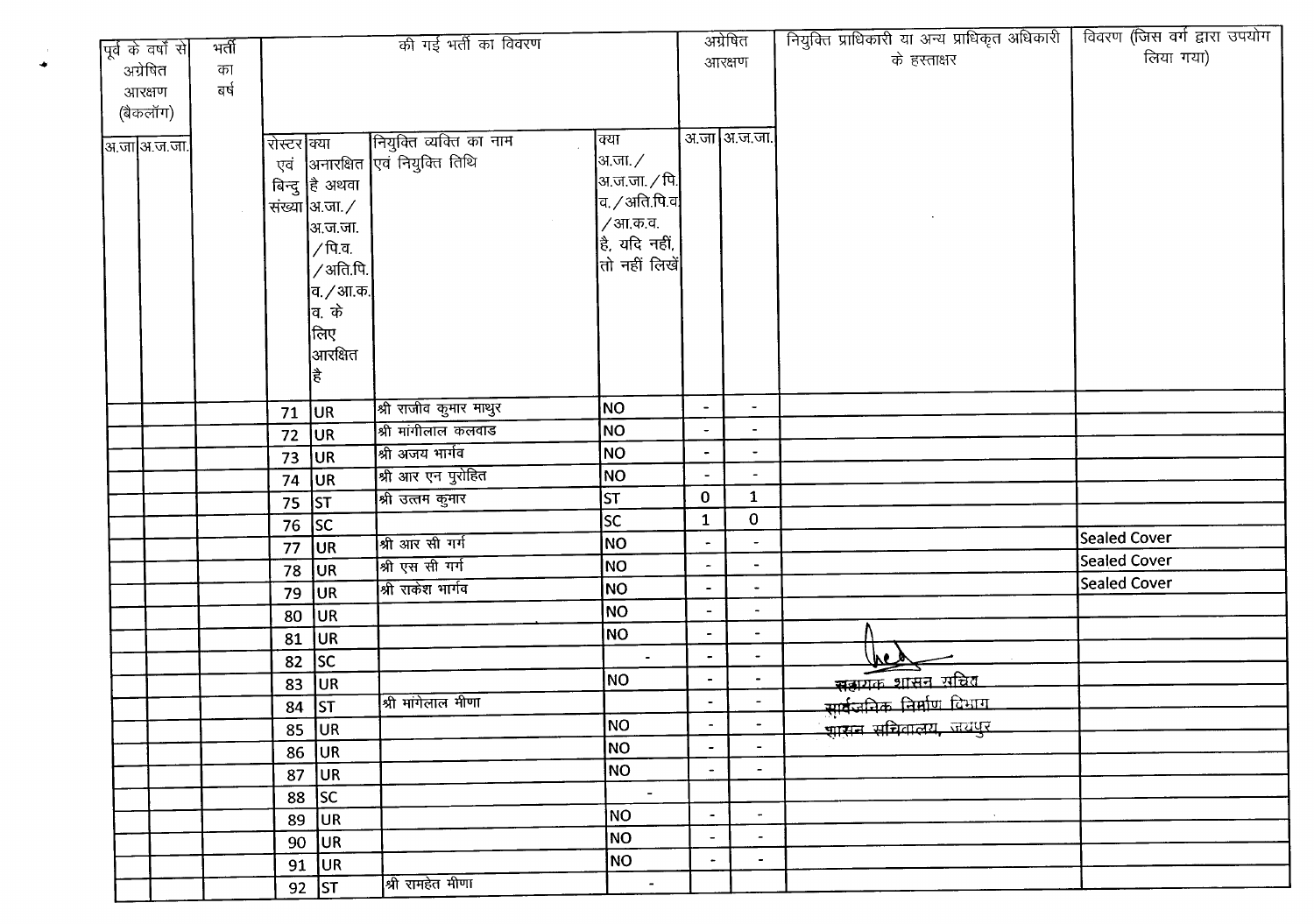| पूर्व के वर्षो से अग्रेषित आरक्षण (बैकलॉग) | | भर्ती का बर्ष | की गई भर्ती का विवरण | | | | अग्रेषित आरक्षण | | नियुक्ति प्राधिकारी या अन्य प्राधिकृत अधिकारी के हस्ताक्षर | विवरण (जिस वर्ग द्वारा उपयोग लिया गया) |
|---|---|---|---|---|---|---|---|---|---|---|
| अ.जा | अ.ज.जा. | | रोस्टर एवं बिन्दु संख्या | क्या अनारक्षित है अथवा अ.जा./अ.ज.जा./पि.व./अति.पि.व./आ.क.व. के लिए आरक्षित है | नियुक्ति व्यक्ति का नाम एवं नियुक्ति तिथि | क्या अ.जा./अ.ज.जा./पि.व./अति.पि.व/आ.क.व. है, यदि नहीं, तो नहीं लिखें | अ.जा | अ.ज.जा. | | |
| | | | 71 | UR | श्री राजीव कुमार माथुर | NO | - | - | | |
| | | | 72 | UR | श्री मांगीलाल कलवाड | NO | - | - | | |
| | | | 73 | UR | श्री अजय भार्गव | NO | - | - | | |
| | | | 74 | UR | श्री आर एन पुरोहित | NO | - | - | | |
| | | | 75 | ST | श्री उत्तम कुमार | ST | 0 | 1 | | |
| | | | 76 | SC | | SC | 1 | 0 | | |
| | | | 77 | UR | श्री आर सी गर्ग | NO | - | - | | Sealed Cover |
| | | | 78 | UR | श्री एस सी गर्ग | NO | - | - | | Sealed Cover |
| | | | 79 | UR | श्री राकेश भार्गव | NO | - | - | | Sealed Cover |
| | | | 80 | UR | | NO | - | - | | |
| | | | 81 | UR | | NO | - | - | | |
| | | | 82 | SC | | - | - | - | सहायक शासन सचिव सार्वजनिक निर्माण विभाग शासन सचिवालय, जयपुर | |
| | | | 83 | UR | | NO | - | - | | |
| | | | 84 | ST | श्री मांगेलाल मीणा | | - | - | | |
| | | | 85 | UR | | NO | - | - | | |
| | | | 86 | UR | | NO | - | - | | |
| | | | 87 | UR | | NO | - | - | | |
| | | | 88 | SC | | - | | | | |
| | | | 89 | UR | | NO | - | - | | |
| | | | 90 | UR | | NO | - | - | | |
| | | | 91 | UR | | NO | - | - | | |
| | | | 92 | ST | श्री रामहेत मीणा | - | | | | |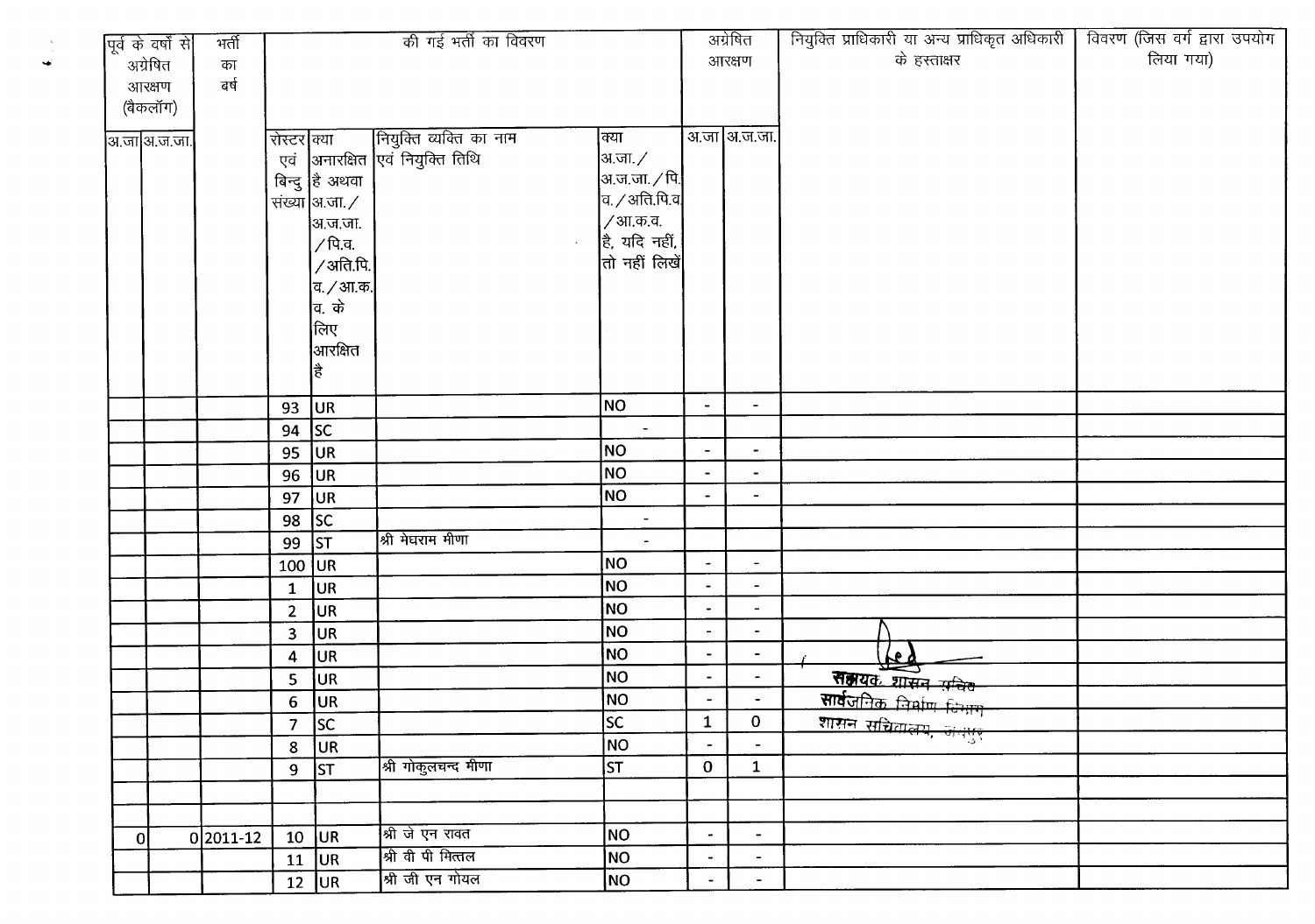| पूर्व के वर्षों से अग्रेषित आरक्षण (बैकलॉग) | | भर्ती का वर्ष | की गई भर्ती का विवरण | | | | अग्रेषित आरक्षण | | नियुक्ति प्राधिकारी या अन्य प्राधिकृत अधिकारी के हस्ताक्षर | विवरण (जिस वर्ग द्वारा उपयोग लिया गया) |
|---|---|---|---|---|---|---|---|---|---|---|
| अ.जा | अ.ज.जा. | | रोस्टर एवं बिन्दु संख्या | क्या अनारक्षित है अथवा अ.जा./अ.ज.जा./पि.व./अति.पि.व./आ.क.व. के लिए आरक्षित है | नियुक्त व्यक्ति का नाम एवं नियुक्ति तिथि | क्या अ.जा./अ.ज.जा./पि.व./अति.पि.व/आ.क.व. है, यदि नहीं, तो नहीं लिखें | अ.जा | अ.ज.जा. | | |
| | | | 93 | UR | | NO | - | - | | |
| | | | 94 | SC | | - | | | | |
| | | | 95 | UR | | NO | - | - | | |
| | | | 96 | UR | | NO | - | - | | |
| | | | 97 | UR | | NO | - | - | | |
| | | | 98 | SC | | - | | | | |
| | | | 99 | ST | श्री मेघराम मीणा | - | | | | |
| | | | 100 | UR | | NO | - | - | | |
| | | | 1 | UR | | NO | - | - | | |
| | | | 2 | UR | | NO | - | - | | |
| | | | 3 | UR | | NO | - | - | | |
| | | | 4 | UR | | NO | - | - | | |
| | | | 5 | UR | | NO | - | - | सहायक शासन सचिव | |
| | | | 6 | UR | | NO | - | - | सार्वजनिक निर्माण विभाग | |
| | | | 7 | SC | | SC | 1 | 0 | शासन सचिवालय, जयपुर | |
| | | | 8 | UR | | NO | - | - | | |
| | | | 9 | ST | श्री गोकुलचन्द मीणा | ST | 0 | 1 | | |
| | | | | | | | | | | |
| | | | | | | | | | | |
| 0 | 0 | 2011-12 | 10 | UR | श्री जे एन रावत | NO | - | - | | |
| | | | 11 | UR | श्री वी पी मित्तल | NO | - | - | | |
| | | | 12 | UR | श्री जी एन गोयल | NO | - | - | | |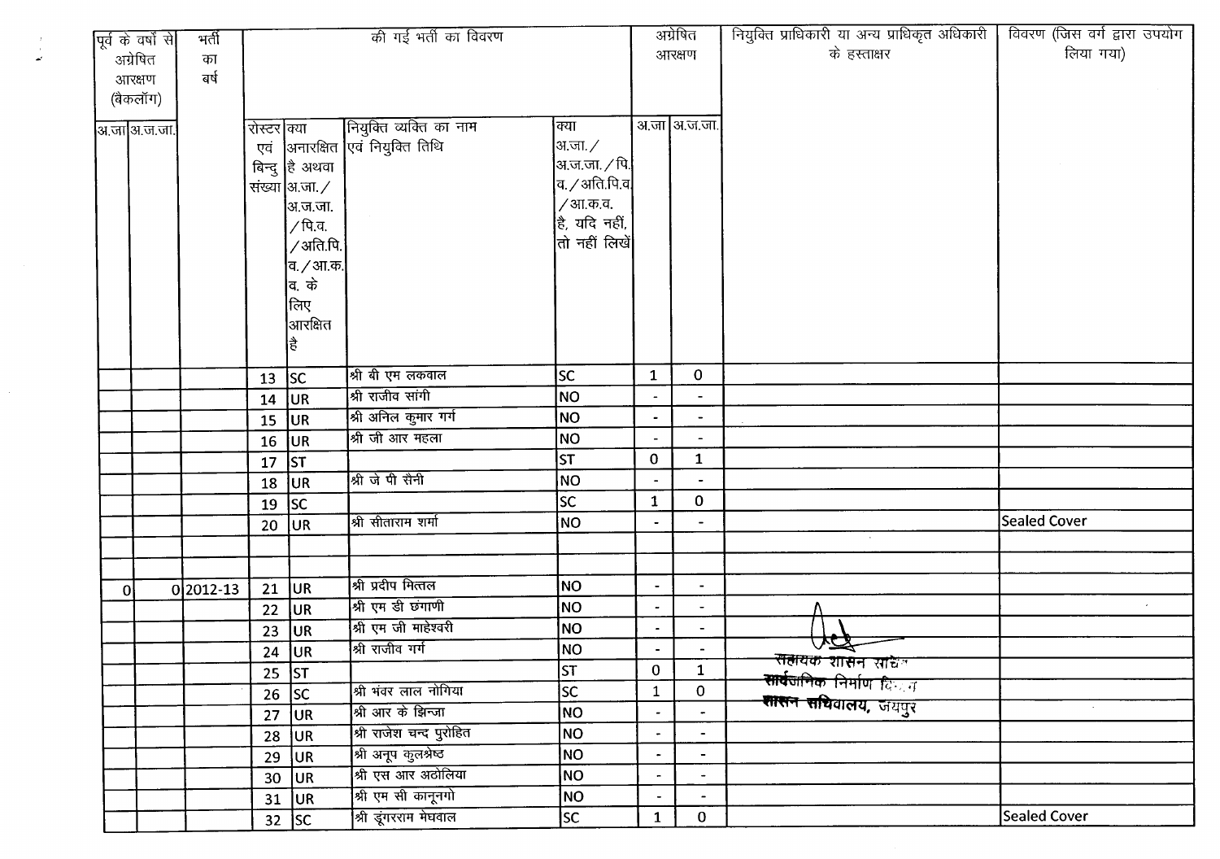| पूर्व के वर्षों से अग्रेषित आरक्षण (बैकलॉग) | | भर्ती का वर्ष | की गई भर्ती का विवरण | | | | अग्रेषित आरक्षण | | नियुक्ति प्राधिकारी या अन्य प्राधिकृत अधिकारी के हस्ताक्षर | विवरण (जिस वर्ग द्वारा उपयोग लिया गया) |
|---|---|---|---|---|---|---|---|---|---|---|
| अ.जा | अ.ज.जा. | | रोस्टर एवं बिन्दु संख्या | क्या अनारक्षित है अथवा अ.जा./अ.ज.जा./पि.व./अति.पि.व./आ.क.व. के लिए आरक्षित है | नियुक्ति व्यक्ति का नाम एवं नियुक्ति तिथि | क्या अ.जा./अ.ज.जा./पि.व./अति.पि.व./आ.क.व. है, यदि नहीं, तो नहीं लिखें | अ.जा | अ.ज.जा. | | |
| | | | 13 | SC | श्री बी एम लकवाल | SC | 1 | 0 | | |
| | | | 14 | UR | श्री राजीव सांगी | NO | - | - | | |
| | | | 15 | UR | श्री अनिल कुमार गर्ग | NO | - | - | | |
| | | | 16 | UR | श्री जी आर महला | NO | - | - | | |
| | | | 17 | ST | | ST | 0 | 1 | | |
| | | | 18 | UR | श्री जे पी सैनी | NO | - | - | | |
| | | | 19 | SC | | SC | 1 | 0 | | |
| | | | 20 | UR | श्री सीताराम शर्मा | NO | - | - | | Sealed Cover |
| | | | | | | | | | | |
| | | | | | | | | | | |
| 0 | 0 | 2012-13 | 21 | UR | श्री प्रदीप मित्तल | NO | - | - | | |
| | | | 22 | UR | श्री एम डी छंगाणी | NO | - | - | | |
| | | | 23 | UR | श्री एम जी माहेश्वरी | NO | - | - | | |
| | | | 24 | UR | श्री राजीव गर्ग | NO | - | - | सहायक शासन सचिव सार्वजनिक निर्माण विभाग शासन सचिवालय, जयपुर | |
| | | | 25 | ST | | ST | 0 | 1 | | |
| | | | 26 | SC | श्री भंवर लाल नोगिया | SC | 1 | 0 | | |
| | | | 27 | UR | श्री आर के झिन्जा | NO | - | - | | |
| | | | 28 | UR | श्री राजेश चन्द पुरोहित | NO | - | - | | |
| | | | 29 | UR | श्री अनूप कुलश्रेष्ठ | NO | - | - | | |
| | | | 30 | UR | श्री एस आर अठोलिया | NO | - | - | | |
| | | | 31 | UR | श्री एम सी कानूनगो | NO | - | - | | |
| | | | 32 | SC | श्री डूंगरराम मेघवाल | SC | 1 | 0 | | Sealed Cover |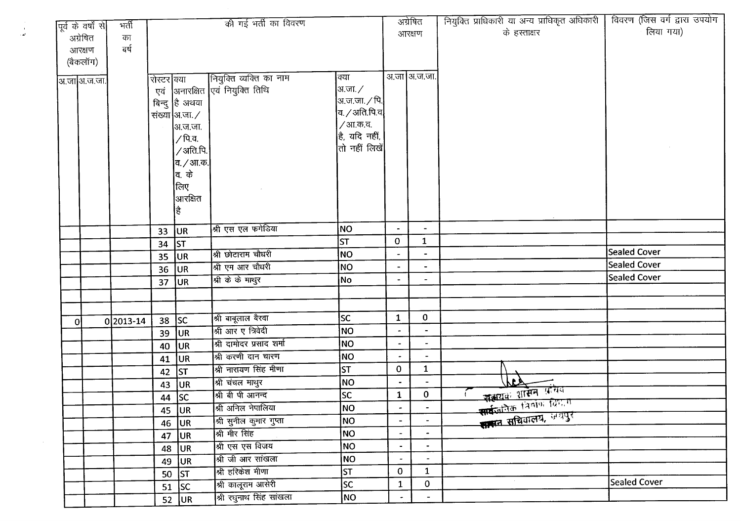| पूर्व के वर्षो से अग्रेषित आरक्षण (बैकलॉग) | | भर्ती का वर्ष | की गई भर्ती का विवरण | | | | अग्रेषित आरक्षण | | नियुक्ति प्राधिकारी या अन्य प्राधिकृत अधिकारी के हस्ताक्षर | विवरण (जिस वर्ग द्वारा उपयोग लिया गया) |
|---|---|---|---|---|---|---|---|---|---|---|
| अ.जा | अ.ज.जा. | | रोस्टर एवं बिन्दु संख्या | क्या अनारक्षित है अथवा अ.जा./ अ.ज.जा. /पि.व. /अति.पि.व./आ.क.व. के लिए आरक्षित है | नियुक्ति व्यक्ति का नाम एवं नियुक्ति तिथि | क्या अ.जा./ अ.ज.जा./पि.व./अति.पि.व./आ.क.व. है, यदि नहीं, तो नहीं लिखें | अ.जा | अ.ज.जा. | | |
| | | | 33 | UR | श्री एस एल फगेडिया | NO | - | - | | |
| | | | 34 | ST | | ST | 0 | 1 | | |
| | | | 35 | UR | श्री छोटाराम चौधरी | NO | - | - | | Sealed Cover |
| | | | 36 | UR | श्री एम आर चौधरी | NO | - | - | | Sealed Cover |
| | | | 37 | UR | श्री के के माथुर | No | - | - | | Sealed Cover |
| | | | | | | | | | | |
| | | | | | | | | | | |
| 0 | 0 | 2013-14 | 38 | SC | श्री बाबूलाल बैरवा | SC | 1 | 0 | | |
| | | | 39 | UR | श्री आर ए त्रिवेदी | NO | - | - | | |
| | | | 40 | UR | श्री दामोदर प्रसाद शर्मा | NO | - | - | | |
| | | | 41 | UR | श्री करणी दान चारण | NO | - | - | | |
| | | | 42 | ST | श्री नारायण सिंह मीणा | ST | 0 | 1 | | |
| | | | 43 | UR | श्री चंचल माथुर | NO | - | - | सहायक शासन सचिव सार्वजनिक निर्माण विभाग शासन सचिवालय, जयपुर | |
| | | | 44 | SC | श्री बी पी आनन्द | SC | 1 | 0 | | |
| | | | 45 | UR | श्री अनिल नेपालिया | NO | - | - | | |
| | | | 46 | UR | श्री सुनील कुमार गुप्ता | NO | - | - | | |
| | | | 47 | UR | श्री मीर सिंह | NO | - | - | | |
| | | | 48 | UR | श्री एस एस विजय | NO | - | - | | |
| | | | 49 | UR | श्री जी आर सांखला | NO | - | - | | |
| | | | 50 | ST | श्री हरिकेश मीणा | ST | 0 | 1 | | |
| | | | 51 | SC | श्री कालूराम आसेरी | SC | 1 | 0 | | Sealed Cover |
| | | | 52 | UR | श्री रघुनाथ सिंह सांखला | NO | - | - | | |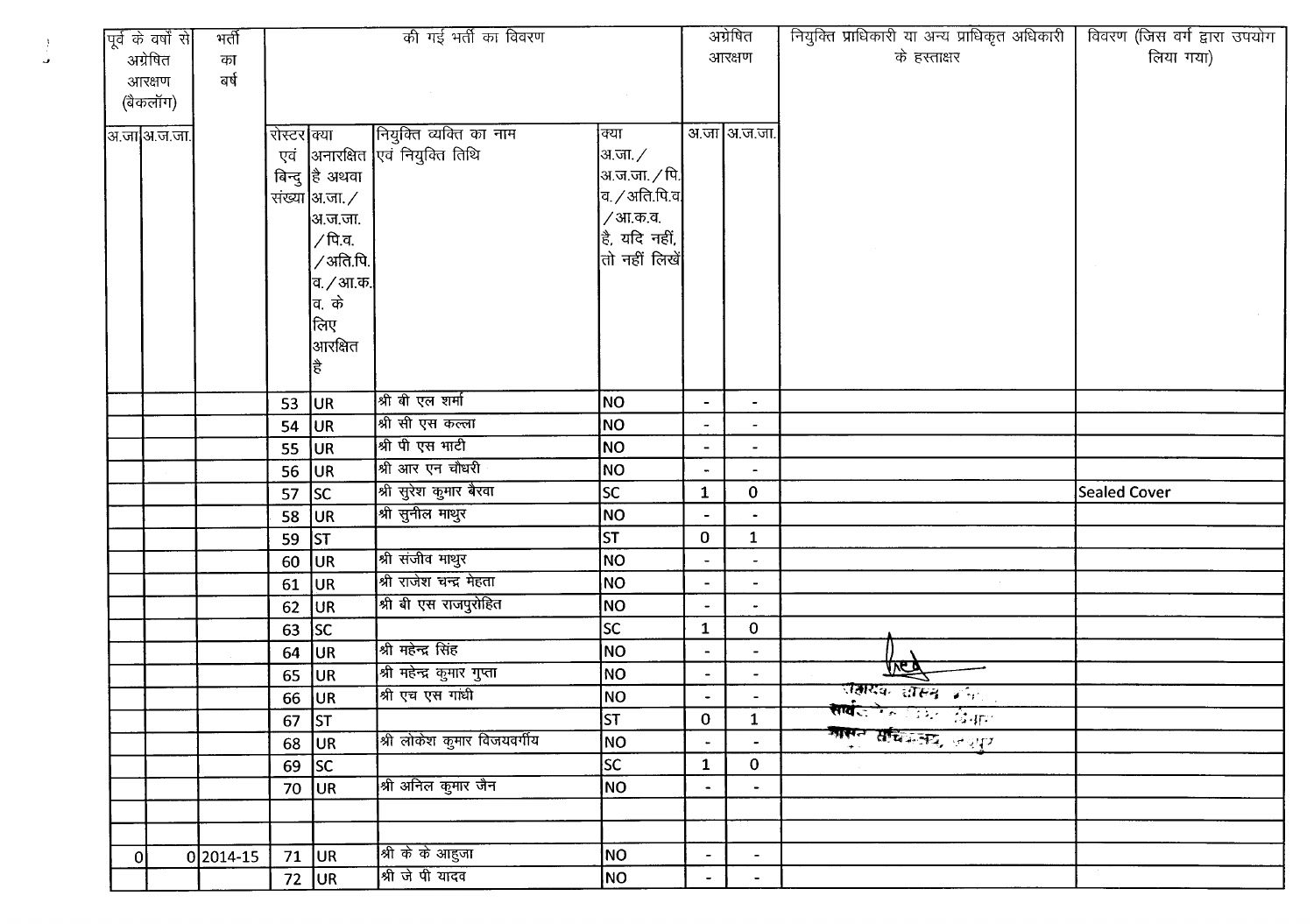| पूर्व के वर्षों से अग्रेषित आरक्षण (बैकलॉग) | | भर्ती का वर्ष | की गई भर्ती का विवरण | | | | अग्रेषित आरक्षण | | नियुक्ति प्राधिकारी या अन्य प्राधिकृत अधिकारी के हस्ताक्षर | विवरण (जिस वर्ग द्वारा उपयोग लिया गया) |
|---|---|---|---|---|---|---|---|---|---|---|
| अ.जा | अ.ज.जा. | | रोस्टर एवं बिन्दु संख्या | क्या अनारक्षित है अथवा अ.जा./ अ.ज.जा. /पि.व. /अति.पि.व./आ.क.व. के लिए आरक्षित है | नियुक्ति व्यक्ति का नाम एवं नियुक्ति तिथि | क्या अ.जा./ अ.ज.जा./पि.व./अति.पि.व./आ.क.व. है, यदि नहीं, तो नहीं लिखें | अ.जा | अ.ज.जा. | | |
| | | | 53 | UR | श्री बी एल शर्मा | NO | - | - | | |
| | | | 54 | UR | श्री सी एस कल्ला | NO | - | - | | |
| | | | 55 | UR | श्री पी एस भाटी | NO | - | - | | |
| | | | 56 | UR | श्री आर एन चौधरी | NO | - | - | | |
| | | | 57 | SC | श्री सुरेश कुमार बैरवा | SC | 1 | 0 | | Sealed Cover |
| | | | 58 | UR | श्री सुनील माथुर | NO | - | - | | |
| | | | 59 | ST | | ST | 0 | 1 | | |
| | | | 60 | UR | श्री संजीव माथुर | NO | - | - | | |
| | | | 61 | UR | श्री राजेश चन्द्र मेहता | NO | - | - | | |
| | | | 62 | UR | श्री बी एस राजपुरोहित | NO | - | - | | |
| | | | 63 | SC | | SC | 1 | 0 | | |
| | | | 64 | UR | श्री महेन्द्र सिंह | NO | - | - | | |
| | | | 65 | UR | श्री महेन्द्र कुमार गुप्ता | NO | - | - | | |
| | | | 66 | UR | श्री एच एस गांधी | NO | - | - | सहायक शासन सचिव, सार्वजनिक निर्माण विभाग, शासन सचिवालय, जयपुर | |
| | | | 67 | ST | | ST | 0 | 1 | | |
| | | | 68 | UR | श्री लोकेश कुमार विजयवर्गीय | NO | - | - | | |
| | | | 69 | SC | | SC | 1 | 0 | | |
| | | | 70 | UR | श्री अनिल कुमार जैन | NO | - | - | | |
| | | | | | | | | | | |
| | | | | | | | | | | |
| 0 | 0 | 2014-15 | 71 | UR | श्री के के आहुजा | NO | - | - | | |
| | | | 72 | UR | श्री जे पी यादव | NO | - | - | | |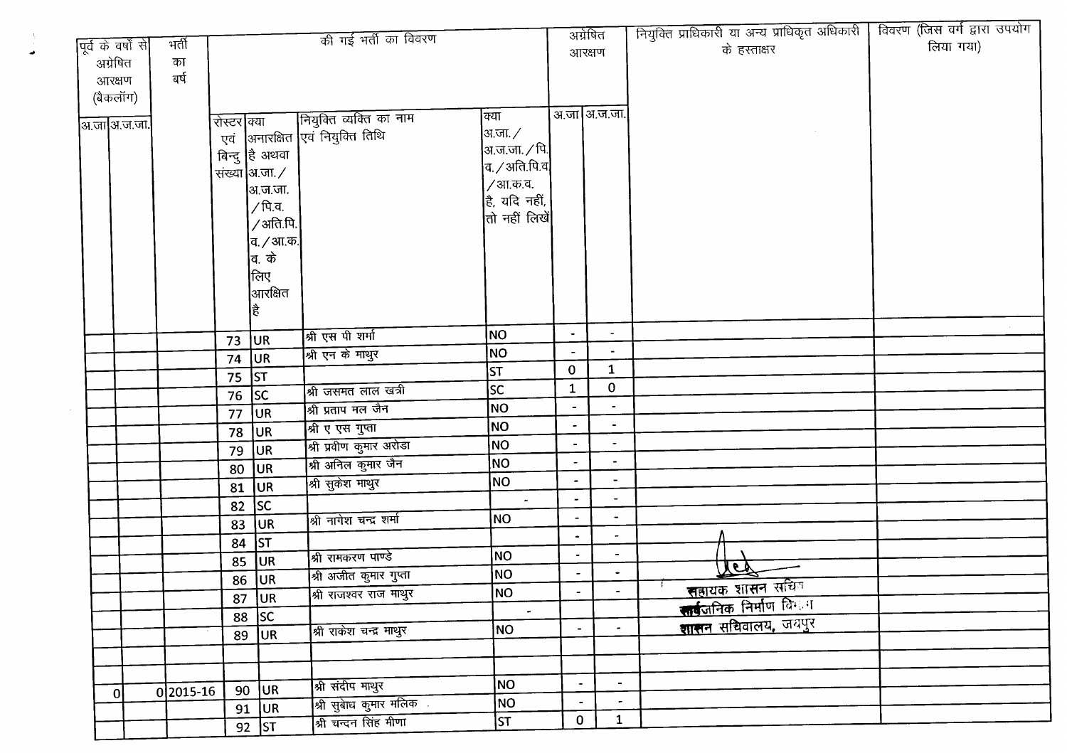| पूर्व के वर्षों से अग्रेषित आरक्षण (बैकलॉग) | | भर्ती का वर्ष | की गई भर्ती का विवरण | | | | अग्रेषित आरक्षण | | नियुक्ति प्राधिकारी या अन्य प्राधिकृत अधिकारी के हस्ताक्षर | विवरण (जिस वर्ग द्वारा उपयोग लिया गया) |
|---|---|---|---|---|---|---|---|---|---|---|
| अ.जा | अ.ज.जा. | | रोस्टर एवं बिन्दु संख्या | क्या अनारक्षित है अथवा अ.जा./अ.ज.जा./पि.व./अति.पि.व./आ.क.व. के लिए आरक्षित है | नियुक्ति व्यक्ति का नाम एवं नियुक्ति तिथि | क्या अ.जा./अ.ज.जा./पि.व./अति.पि.व/आ.क.व. है, यदि नहीं, तो नहीं लिखें | अ.जा | अ.ज.जा. | | |
| | | | 73 | UR | श्री एस पी शर्मा | NO | - | - | | |
| | | | 74 | UR | श्री एन के माथुर | NO | - | - | | |
| | | | 75 | ST | | ST | 0 | 1 | | |
| | | | 76 | SC | श्री जसमत लाल खत्री | SC | 1 | 0 | | |
| | | | 77 | UR | श्री प्रताप मल जैन | NO | - | - | | |
| | | | 78 | UR | श्री ए एस गुप्ता | NO | - | - | | |
| | | | 79 | UR | श्री प्रवीण कुमार अरोडा | NO | - | - | | |
| | | | 80 | UR | श्री अनिल कुमार जैन | NO | - | - | | |
| | | | 81 | UR | श्री सुकेश माथुर | NO | - | - | | |
| | | | 82 | SC | | - | - | - | | |
| | | | 83 | UR | श्री नागेश चन्द्र शर्मा | NO | - | - | | |
| | | | 84 | ST | | | - | - | | |
| | | | 85 | UR | श्री रामकरण पाण्डे | NO | - | - | | |
| | | | 86 | UR | श्री अजीत कुमार गुप्ता | NO | - | - | | |
| | | | 87 | UR | श्री राजश्वर राज माथुर | NO | - | - | सहायक शासन सचिव सार्वजनिक निर्माण विभाग शासन सचिवालय, जयपुर | |
| | | | 88 | SC | | - | | | | |
| | | | 89 | UR | श्री राकेश चन्द्र माथुर | NO | - | - | | |
| | | | | | | | | | | |
| | | | | | | | | | | |
| 0 | 0 | 2015-16 | 90 | UR | श्री संदीप माथुर | NO | - | - | | |
| | | | 91 | UR | श्री सुबोध कुमार मलिक | NO | - | - | | |
| | | | 92 | ST | श्री चन्दन सिंह मीणा | ST | 0 | 1 | | |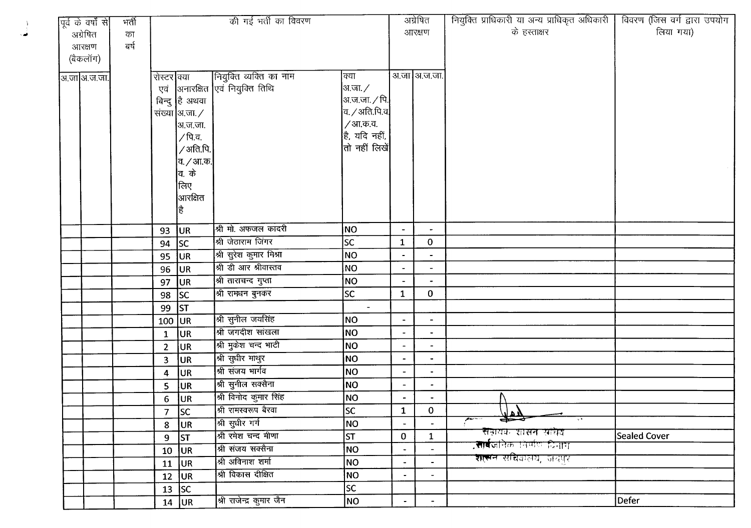| पूर्व के वर्षों से अग्रेषित आरक्षण (बैकलॉग) | | भर्ती का वर्ष | की गई भर्ती का विवरण | | | | अग्रेषित आरक्षण | | नियुक्ति प्राधिकारी या अन्य प्राधिकृत अधिकारी के हस्ताक्षर | विवरण (जिस वर्ग द्वारा उपयोग लिया गया) |
|---|---|---|---|---|---|---|---|---|---|---|
| अ.जा | अ.ज.जा. | | रोस्टर एवं बिन्दु संख्या | क्या अनारक्षित है अथवा अ.जा./ अ.ज.जा. /पि.व. /अति.पि.व./आ.क.व. के लिए आरक्षित है | नियुक्त व्यक्ति का नाम एवं नियुक्ति तिथि | क्या अ.जा./ अ.ज.जा./पि.व./अति.पि.व./आ.क.व. है, यदि नहीं, तो नहीं लिखें | अ.जा | अ.ज.जा. | | |
| | | | 93 | UR | श्री मो. अफजल कादरी | NO | - | - | | |
| | | | 94 | SC | श्री जेठाराम जिंगर | SC | 1 | 0 | | |
| | | | 95 | UR | श्री सुरेश कुमार मिश्रा | NO | - | - | | |
| | | | 96 | UR | श्री डी आर श्रीवास्तव | NO | - | - | | |
| | | | 97 | UR | श्री ताराचन्द गुप्ता | NO | - | - | | |
| | | | 98 | SC | श्री रामधन बुनकर | SC | 1 | 0 | | |
| | | | 99 | ST | | - | | | | |
| | | | 100 | UR | श्री सुनील जयसिंह | NO | - | - | | |
| | | | 1 | UR | श्री जगदीश सांखला | NO | - | - | | |
| | | | 2 | UR | श्री मुकेश चन्द भाटी | NO | - | - | | |
| | | | 3 | UR | श्री सुधीर माथुर | NO | - | - | | |
| | | | 4 | UR | श्री संजय भार्गव | NO | - | - | | |
| | | | 5 | UR | श्री सुनील सक्सैना | NO | - | - | | |
| | | | 6 | UR | श्री विनोद कुमार सिंह | NO | - | - | | |
| | | | 7 | SC | श्री रामस्वरूप बैरवा | SC | 1 | 0 | | |
| | | | 8 | UR | श्री सुधीर गर्ग | NO | - | - | | |
| | | | 9 | ST | श्री रमेश चन्द मीणा | ST | 0 | 1 | सहायक शासन सचिव सार्वजनिक निर्माण विभाग शासन सचिवालय, जयपुर | Sealed Cover |
| | | | 10 | UR | श्री संजय सक्सैना | NO | - | - | | |
| | | | 11 | UR | श्री अविनाश शर्मा | NO | - | - | | |
| | | | 12 | UR | श्री विकास दीक्षित | NO | - | - | | |
| | | | 13 | SC | | SC | | | | |
| | | | 14 | UR | श्री राजेन्द्र कुमार जैन | NO | - | - | | Defer |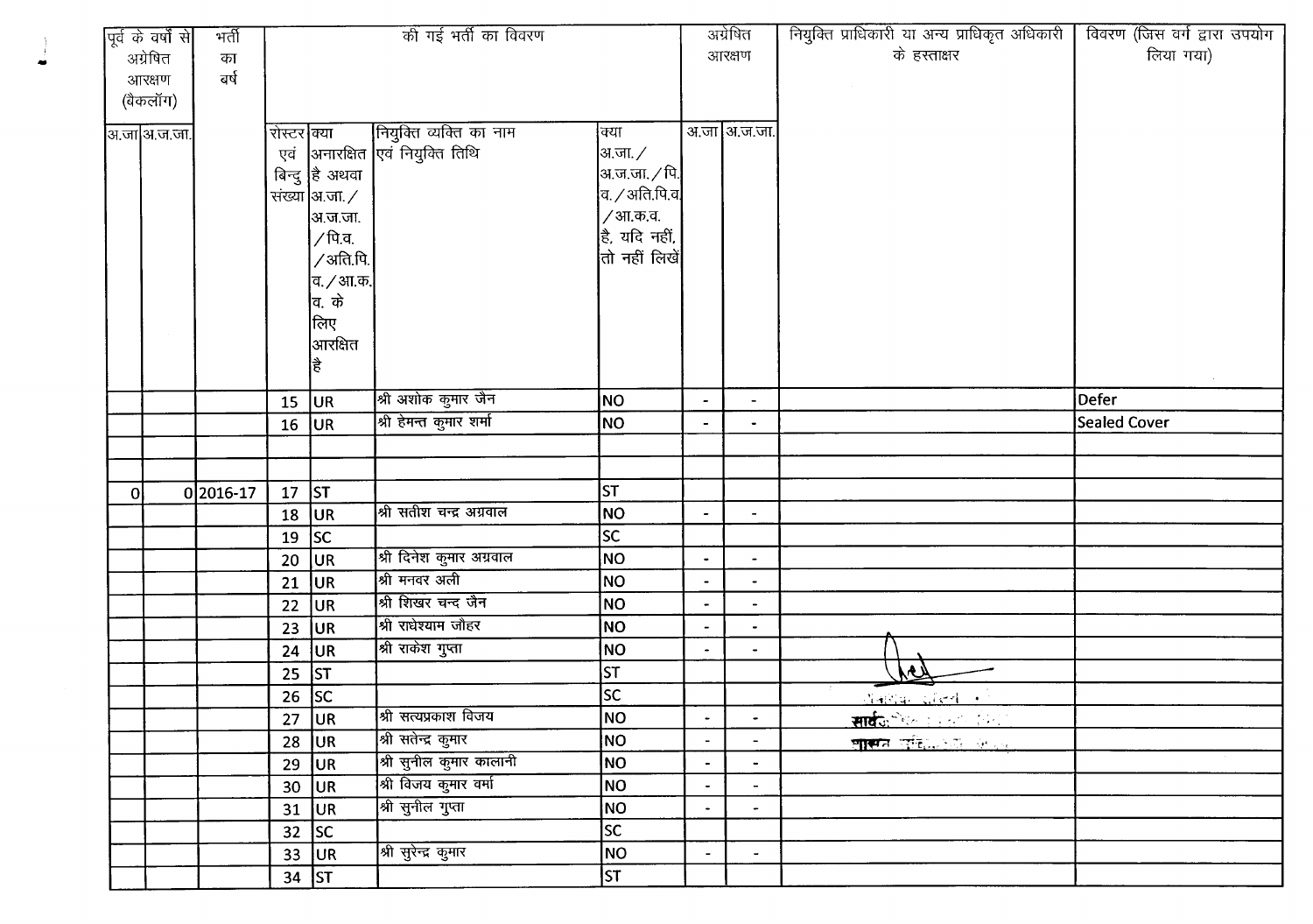| पूर्व के वर्षों से अग्रेषित आरक्षण (बैकलॉग) | | भर्ती का वर्ष | की गई भर्ती का विवरण | | | | अग्रेषित आरक्षण | | नियुक्ति प्राधिकारी या अन्य प्राधिकृत अधिकारी के हस्ताक्षर | विवरण (जिस वर्ग द्वारा उपयोग लिया गया) |
|---|---|---|---|---|---|---|---|---|---|---|
| अ.जा | अ.ज.जा. | | रोस्टर एवं बिन्दु संख्या | क्या अनारक्षित है अथवा अ.जा./अ.ज.जा./पि.व./अति.पि.व./आ.क.व. के लिए आरक्षित है | नियुक्ति व्यक्ति का नाम एवं नियुक्ति तिथि | क्या अ.जा./अ.ज.जा./पि.व./अति.पि.व./आ.क.व. है, यदि नहीं, तो नहीं लिखें | अ.जा | अ.ज.जा. | | |
| | | | 15 | UR | श्री अशोक कुमार जैन | NO | - | - | | Defer |
| | | | 16 | UR | श्री हेमन्त कुमार शर्मा | NO | - | - | | Sealed Cover |
| | | | | | | | | | | |
| | | | | | | | | | | |
| 0 | 0 | 2016-17 | 17 | ST | | ST | | | | |
| | | | 18 | UR | श्री सतीश चन्द्र अग्रवाल | NO | - | - | | |
| | | | 19 | SC | | SC | | | | |
| | | | 20 | UR | श्री दिनेश कुमार अग्रवाल | NO | - | - | | |
| | | | 21 | UR | श्री मनवर अली | NO | - | - | | |
| | | | 22 | UR | श्री शिखर चन्द जैन | NO | - | - | | |
| | | | 23 | UR | श्री राधेश्याम जौहर | NO | - | - | | |
| | | | 24 | UR | श्री राकेश गुप्ता | NO | - | - | | |
| | | | 25 | ST | | ST | | | | |
| | | | 26 | SC | | SC | | | | |
| | | | 27 | UR | श्री सत्यप्रकाश विजय | NO | - | - | | |
| | | | 28 | UR | श्री सतेन्द्र कुमार | NO | - | - | | |
| | | | 29 | UR | श्री सुनील कुमार कालानी | NO | - | - | | |
| | | | 30 | UR | श्री विजय कुमार वर्मा | NO | - | - | | |
| | | | 31 | UR | श्री सुनील गुप्ता | NO | - | - | | |
| | | | 32 | SC | | SC | | | | |
| | | | 33 | UR | श्री सुरेन्द्र कुमार | NO | - | - | | |
| | | | 34 | ST | | ST | | | | |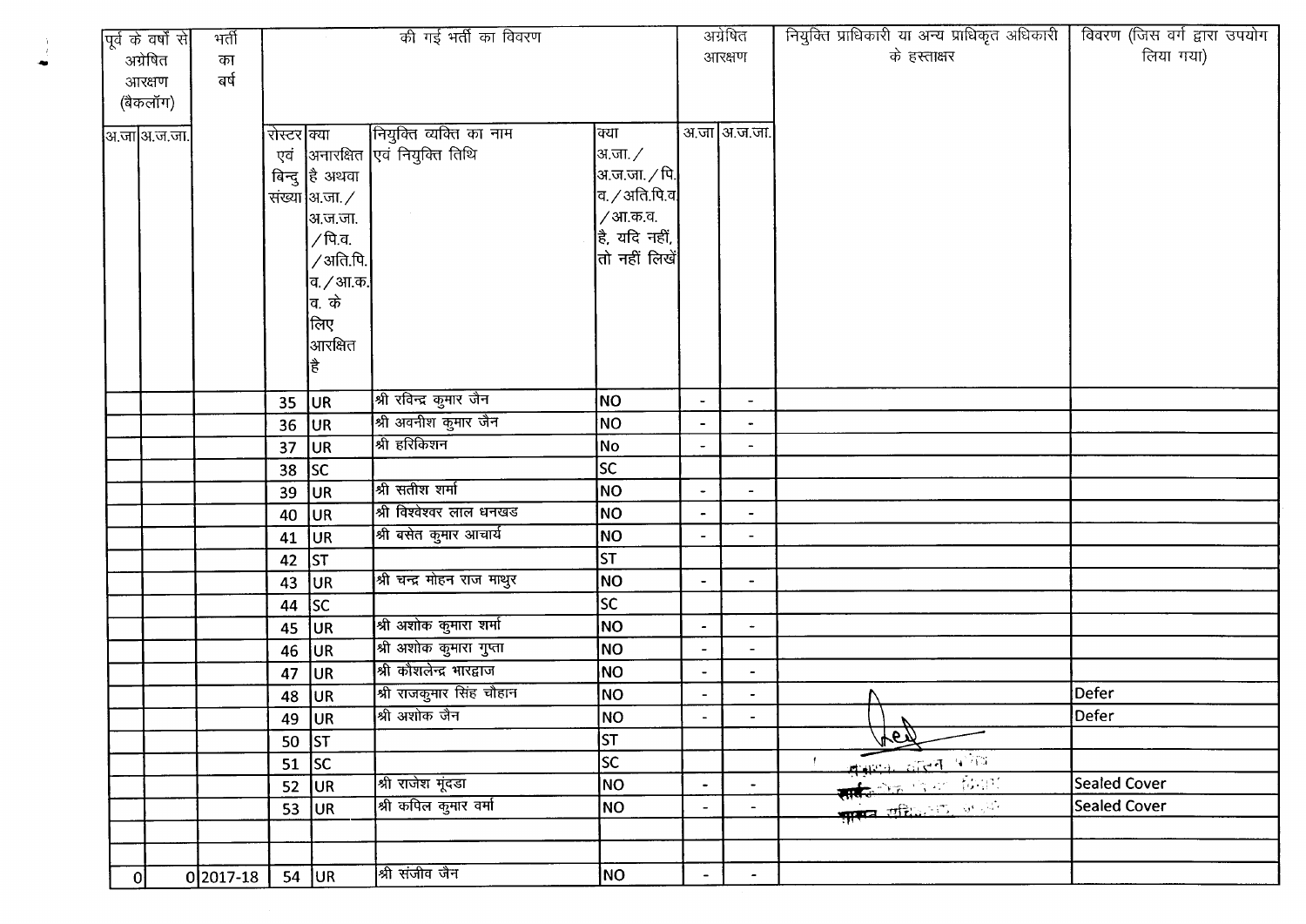| पूर्व के वर्षों से अग्रेषित आरक्षण (बैकलॉग) | | भर्ती का वर्ष | की गई भर्ती का विवरण | | | | अग्रेषित आरक्षण | | नियुक्ति प्राधिकारी या अन्य प्राधिकृत अधिकारी के हस्ताक्षर | विवरण (जिस वर्ग द्वारा उपयोग लिया गया) |
|---|---|---|---|---|---|---|---|---|---|---|
| अ.जा | अ.ज.जा. | | रोस्टर एवं बिन्दु संख्या | क्या अनारक्षित है अथवा अ.जा./अ.ज.जा./पि.व./अति.पि.व./आ.क.व. के लिए आरक्षित है | नियुक्ति व्यक्ति का नाम एवं नियुक्ति तिथि | क्या अ.जा./अ.ज.जा./पि.व./अति.पि.व./आ.क.व. है, यदि नहीं, तो नहीं लिखें | अ.जा | अ.ज.जा. | | |
| | | | 35 | UR | श्री रविन्द्र कुमार जैन | NO | - | - | | |
| | | | 36 | UR | श्री अवनीश कुमार जैन | NO | - | - | | |
| | | | 37 | UR | श्री हरिकिशन | No | - | - | | |
| | | | 38 | SC | | SC | | | | |
| | | | 39 | UR | श्री सतीश शर्मा | NO | - | - | | |
| | | | 40 | UR | श्री विश्वेश्वर लाल धनखड | NO | - | - | | |
| | | | 41 | UR | श्री बसंत कुमार आचार्य | NO | - | - | | |
| | | | 42 | ST | | ST | | | | |
| | | | 43 | UR | श्री चन्द्र मोहन राज माथुर | NO | - | - | | |
| | | | 44 | SC | | SC | | | | |
| | | | 45 | UR | श्री अशोक कुमारा शर्मा | NO | - | - | | |
| | | | 46 | UR | श्री अशोक कुमारा गुप्ता | NO | - | - | | |
| | | | 47 | UR | श्री कौशलेन्द्र भारद्वाज | NO | - | - | | |
| | | | 48 | UR | श्री राजकुमार सिंह चौहान | NO | - | - | | Defer |
| | | | 49 | UR | श्री अशोक जैन | NO | - | - | | Defer |
| | | | 50 | ST | | ST | | | | |
| | | | 51 | SC | | SC | | | | |
| | | | 52 | UR | श्री राजेश मूंदडा | NO | - | - | | Sealed Cover |
| | | | 53 | UR | श्री कपिल कुमार वर्मा | NO | - | - | | Sealed Cover |
| | | | | | | | | | | |
| | | | | | | | | | | |
| 0 | 0 | 2017-18 | 54 | UR | श्री संजीव जैन | NO | - | - | | |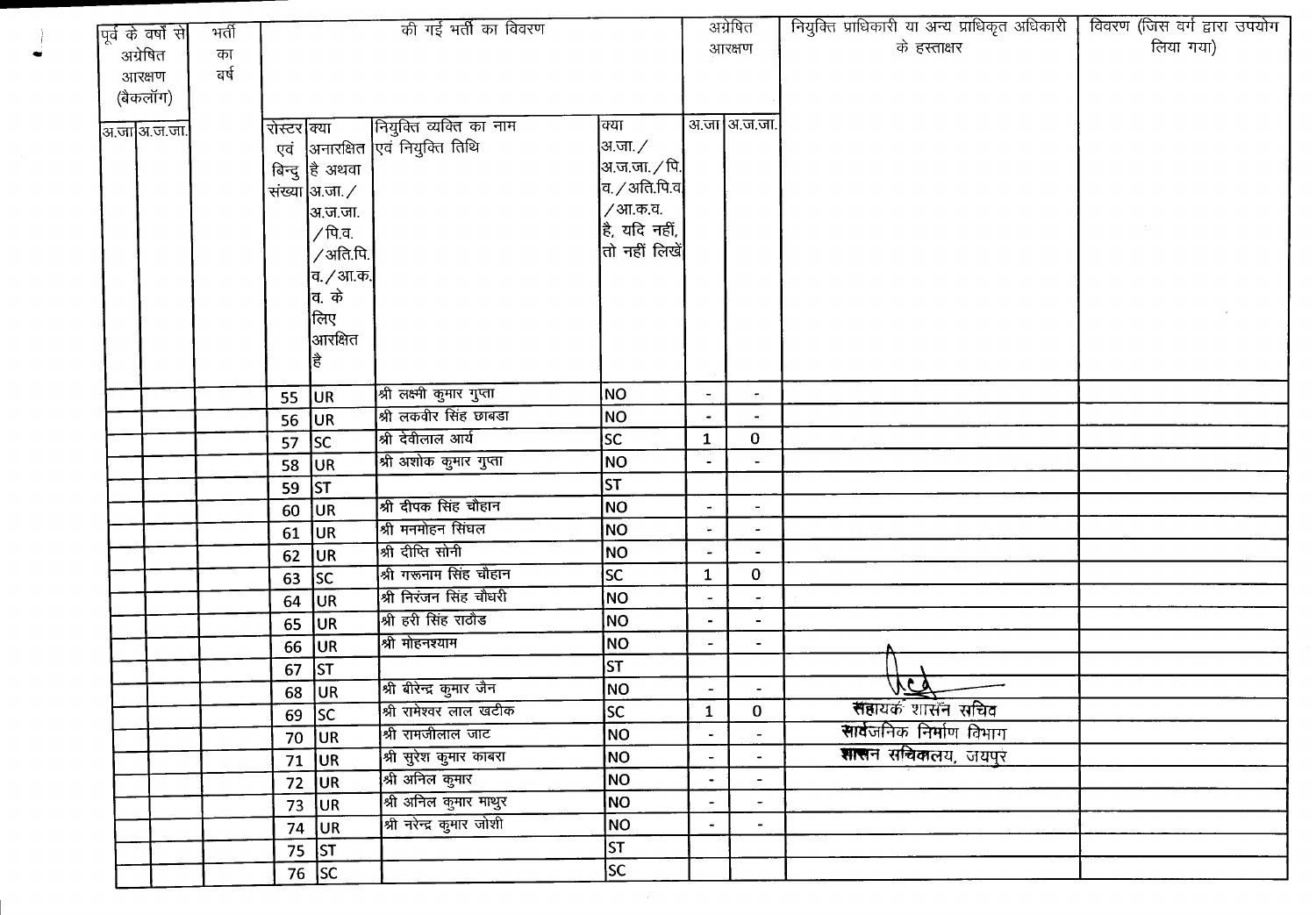| पूर्व के वर्षो से अग्रेषित आरक्षण (बैकलॉग) | | भर्ती का वर्ष | की गई भर्ती का विवरण | | | | अग्रेषित आरक्षण | | नियुक्ति प्राधिकारी या अन्य प्राधिकृत अधिकारी के हस्ताक्षर | विवरण (जिस वर्ग द्वारा उपयोग लिया गया) |
|---|---|---|---|---|---|---|---|---|---|---|
| अ.जा | अ.ज.जा. | | रोस्टर एवं बिन्दु संख्या | क्या अनारक्षित है अथवा अ.जा./ अ.ज.जा. /पि.व. /अति.पि. व./आ.क. व. के लिए आरक्षित है | नियुक्ति व्यक्ति का नाम एवं नियुक्ति तिथि | क्या अ.जा./ अ.ज.जा./पि. व./अति.पि.व /आ.क.व. है, यदि नहीं, तो नहीं लिखें | अ.जा | अ.ज.जा. | | |
| | | | 55 | UR | श्री लक्ष्मी कुमार गुप्ता | NO | - | - | | |
| | | | 56 | UR | श्री लकवीर सिंह छाबडा | NO | - | - | | |
| | | | 57 | SC | श्री देवीलाल आर्य | SC | 1 | 0 | | |
| | | | 58 | UR | श्री अशोक कुमार गुप्ता | NO | - | - | | |
| | | | 59 | ST | | ST | | | | |
| | | | 60 | UR | श्री दीपक सिंह चौहान | NO | - | - | | |
| | | | 61 | UR | श्री मनमोहन सिंघल | NO | - | - | | |
| | | | 62 | UR | श्री दीप्ति सोनी | NO | - | - | | |
| | | | 63 | SC | श्री गरूनाम सिंह चौहान | SC | 1 | 0 | | |
| | | | 64 | UR | श्री निरंजन सिंह चौधरी | NO | - | - | | |
| | | | 65 | UR | श्री हरी सिंह राठौड | NO | - | - | | |
| | | | 66 | UR | श्री मोहनश्याम | NO | - | - | | |
| | | | 67 | ST | | ST | | | | |
| | | | 68 | UR | श्री बीरेन्द्र कुमार जैन | NO | - | - | | |
| | | | 69 | SC | श्री रामेश्वर लाल खटीक | SC | 1 | 0 | सहायक शासन सचिव | |
| | | | 70 | UR | श्री रामजीलाल जाट | NO | - | - | सार्वजनिक निर्माण विभाग | |
| | | | 71 | UR | श्री सुरेश कुमार काबरा | NO | - | - | शासन सचिवालय, जयपुर | |
| | | | 72 | UR | श्री अनिल कुमार | NO | - | - | | |
| | | | 73 | UR | श्री अनिल कुमार माथुर | NO | - | - | | |
| | | | 74 | UR | श्री नरेन्द्र कुमार जोशी | NO | - | - | | |
| | | | 75 | ST | | ST | | | | |
| | | | 76 | SC | | SC | | | | |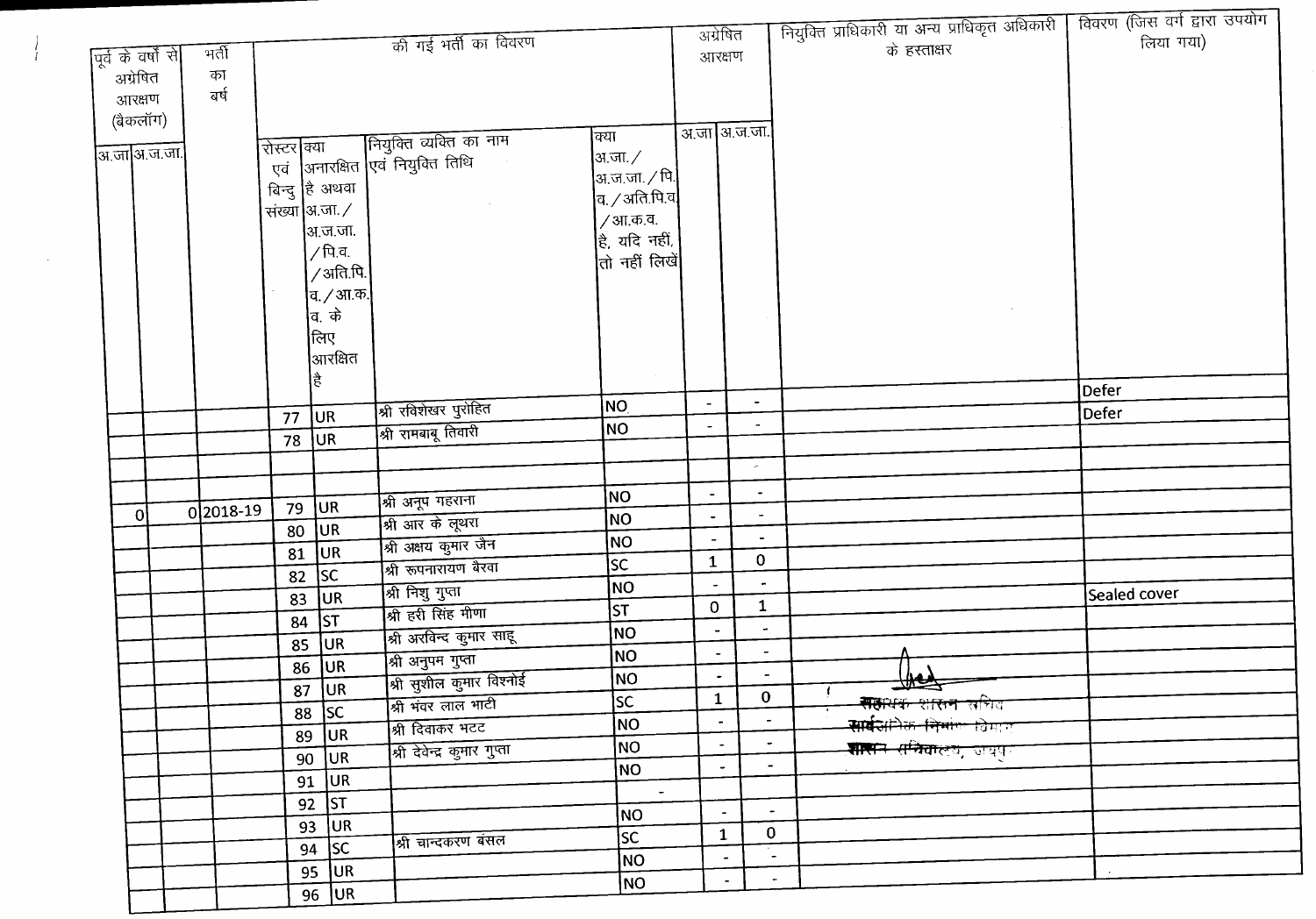| पूर्व के वर्षों से अग्रेषित आरक्षण (बैकलॉग) | | भर्ती का वर्ष | की गई भर्ती का विवरण | | | | अग्रेषित आरक्षण | | नियुक्ति प्राधिकारी या अन्य प्राधिकृत अधिकारी के हस्ताक्षर | विवरण (जिस वर्ग द्वारा उपयोग लिया गया) |
|---|---|---|---|---|---|---|---|---|---|---|
| अ.जा | अ.ज.जा. | | रोस्टर एवं बिन्दु संख्या | क्या अनारक्षित है अथवा अ.जा./अ.ज.जा./पि.व./अति.पि.व./आ.क.व. के लिए आरक्षित है | नियुक्त व्यक्ति का नाम एवं नियुक्ति तिथि | क्या अ.जा./अ.ज.जा./पि.व./अति.पि.व./आ.क.व. है, यदि नहीं, तो नहीं लिखें | अ.जा | अ.ज.जा. | | |
| | | | 77 | UR | श्री रविशेखर पुरोहित | NO | - | - | | Defer |
| | | | 78 | UR | श्री रामबाबू तिवारी | NO | - | - | | Defer |
| | | | | | | | | | | |
| 0 | 0 | 2018-19 | 79 | UR | श्री अनूप गहराना | NO | - | - | | |
| | | | 80 | UR | श्री आर के लूथरा | NO | - | - | | |
| | | | 81 | UR | श्री अक्षय कुमार जैन | NO | - | - | | |
| | | | 82 | SC | श्री रूपनारायण बैरवा | SC | 1 | 0 | | |
| | | | 83 | UR | श्री निशु गुप्ता | NO | - | - | | Sealed cover |
| | | | 84 | ST | श्री हरी सिंह मीणा | ST | 0 | 1 | | |
| | | | 85 | UR | श्री अरविन्द कुमार साहू | NO | - | - | | |
| | | | 86 | UR | श्री अनुपम गुप्ता | NO | - | - | | |
| | | | 87 | UR | श्री सुशील कुमार विश्नोई | NO | - | - | | |
| | | | 88 | SC | श्री भंवर लाल भाटी | SC | 1 | 0 | सहायक शासन सचिव सार्वजनिक निर्माण विभाग शासन सचिवालय, जयपुर | |
| | | | 89 | UR | श्री दिवाकर भटट | NO | - | - | | |
| | | | 90 | UR | श्री देवेन्द्र कुमार गुप्ता | NO | - | - | | |
| | | | 91 | UR | | NO | - | - | | |
| | | | 92 | ST | | - | | | | |
| | | | 93 | UR | | NO | - | - | | |
| | | | 94 | SC | श्री चान्दकरण बंसल | SC | 1 | 0 | | |
| | | | 95 | UR | | NO | - | - | | |
| | | | 96 | UR | | NO | - | - | | |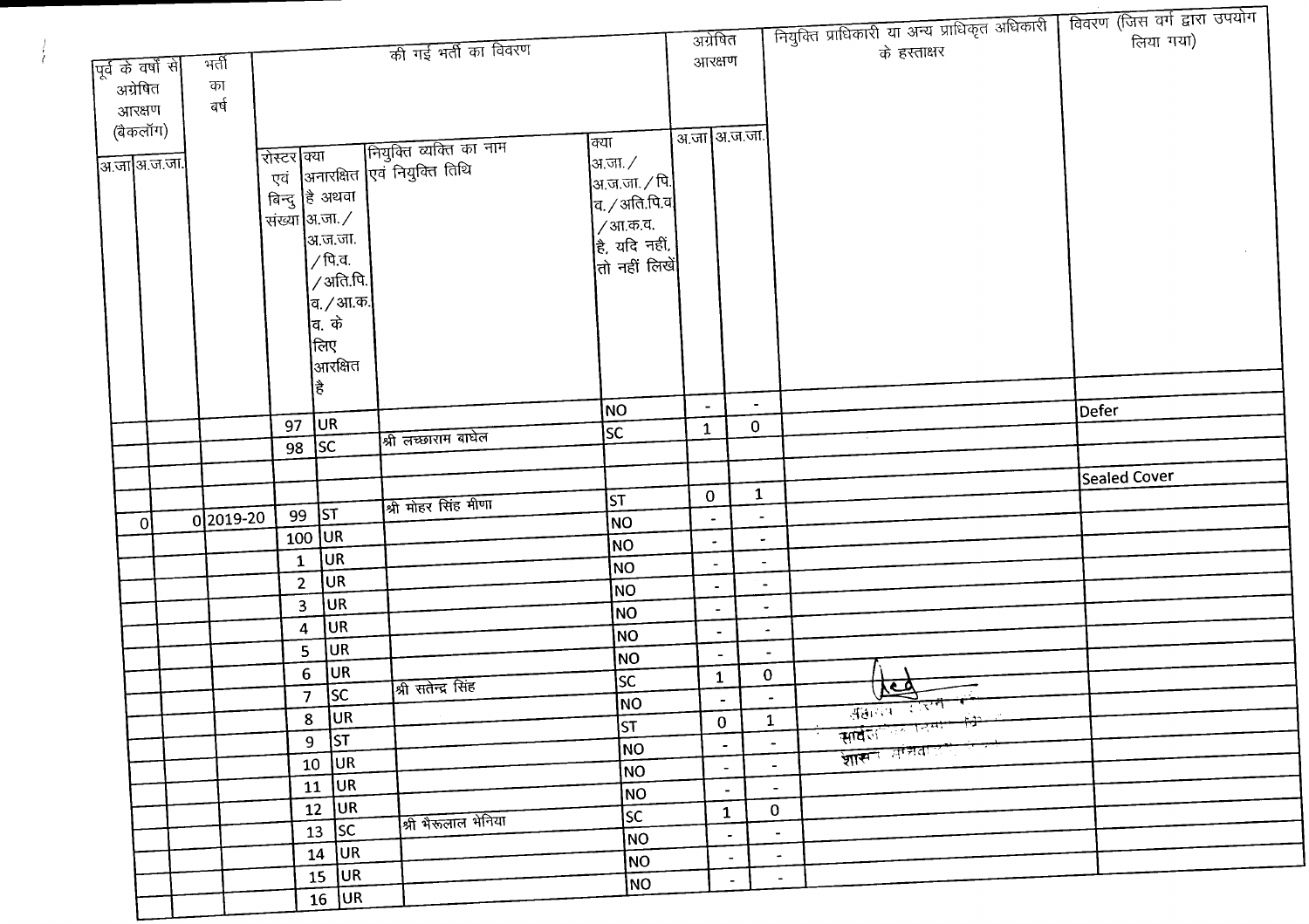| पूर्व के वर्षों से अग्रेषित आरक्षण (बैकलॉग) | | भर्ती का वर्ष | की गई भर्ती का विवरण | | | | अग्रेषित आरक्षण | | नियुक्ति प्राधिकारी या अन्य प्राधिकृत अधिकारी के हस्ताक्षर | विवरण (जिस वर्ग द्वारा उपयोग लिया गया) |
|---|---|---|---|---|---|---|---|---|---|---|
| अ.जा | अ.ज.जा. | | रोस्टर एवं बिन्दु संख्या | क्या अनारक्षित है अथवा अ.जा./अ.ज.जा./पि.व./अति.पि.व./आ.क.व. के लिए आरक्षित है | नियुक्ति व्यक्ति का नाम एवं नियुक्ति तिथि | क्या अ.जा./अ.ज.जा./पि.व./अति.पि.व/आ.क.व. है, यदि नहीं, तो नहीं लिखें | अ.जा | अ.ज.जा. | | |
| | | | 97 | UR | | NO | - | - | | Defer |
| | | | 98 | SC | श्री लच्छाराम बाघेल | SC | 1 | 0 | | |
| | | | | | | | | | | |
| | | | | | | | | | | Sealed Cover |
| 0 | 0 | 2019-20 | 99 | ST | श्री मोहर सिंह मीणा | ST | 0 | 1 | | |
| | | | 100 | UR | | NO | - | - | | |
| | | | 1 | UR | | NO | - | - | | |
| | | | 2 | UR | | NO | - | - | | |
| | | | 3 | UR | | NO | - | - | | |
| | | | 4 | UR | | NO | - | - | | |
| | | | 5 | UR | | NO | - | - | | |
| | | | 6 | UR | | NO | - | - | | |
| | | | 7 | SC | श्री सतेन्द्र सिंह | SC | 1 | 0 | | |
| | | | 8 | UR | | NO | - | - | | |
| | | | 9 | ST | | ST | 0 | 1 | | |
| | | | 10 | UR | | NO | - | - | | |
| | | | 11 | UR | | NO | - | - | | |
| | | | 12 | UR | | NO | - | - | | |
| | | | 13 | SC | श्री भैरूलाल भेनिया | SC | 1 | 0 | | |
| | | | 14 | UR | | NO | - | - | | |
| | | | 15 | UR | | NO | - | - | | |
| | | | 16 | UR | | NO | - | - | | |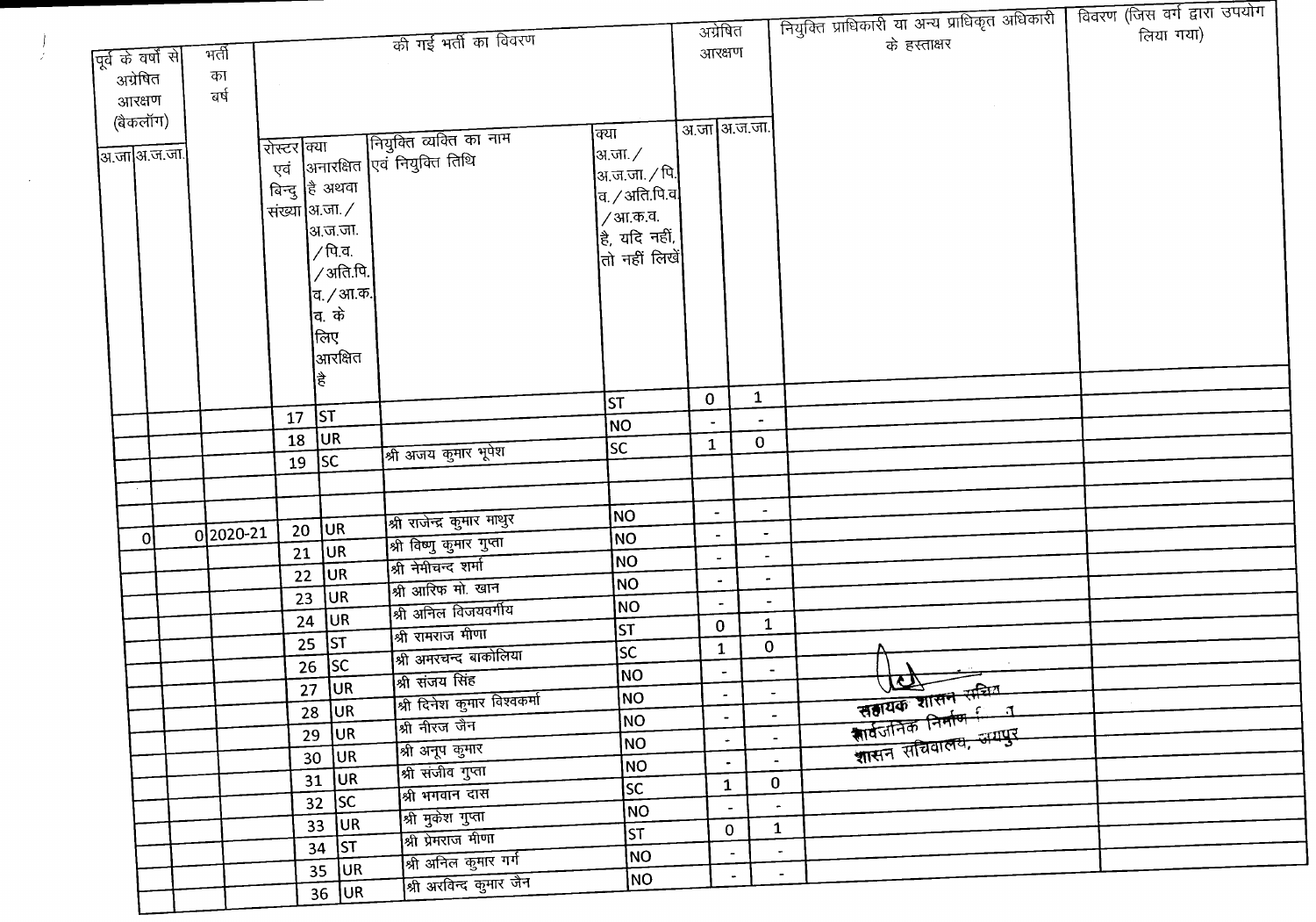| पूर्व के वर्षों से अग्रेषित आरक्षण (बैकलॉग) | | भर्ती का वर्ष | की गई भर्ती का विवरण | | | | अग्रेषित आरक्षण | | नियुक्ति प्राधिकारी या अन्य प्राधिकृत अधिकारी के हस्ताक्षर | विवरण (जिस वर्ग द्वारा उपयोग लिया गया) |
|---|---|---|---|---|---|---|---|---|---|---|
| अ.जा | अ.ज.जा. | | रोस्टर एवं बिन्दु संख्या | क्या अनारक्षित है अथवा अ.जा./अ.ज.जा./पि.व./अति.पि.व./आ.क.व. के लिए आरक्षित है | नियुक्ति व्यक्ति का नाम एवं नियुक्ति तिथि | क्या अ.जा./अ.ज.जा./पि.व./अति.पि.व./आ.क.व. है, यदि नहीं, तो नहीं लिखें | अ.जा | अ.ज.जा. | | |
| | | | | | | ST | 0 | 1 | | |
| | | | 17 | ST | | NO | - | - | | |
| | | | 18 | UR | | SC | 1 | 0 | | |
| | | | 19 | SC | श्री अजय कुमार भूपेश | | | | | |
| | | | | | | | | | | |
| | | | | | | NO | - | - | | |
| 0 | 0 | 2020-21 | 20 | UR | श्री राजेन्द्र कुमार माथुर | NO | - | - | | |
| | | | 21 | UR | श्री विष्णु कुमार गुप्ता | NO | - | - | | |
| | | | 22 | UR | श्री नेमीचन्द शर्मा | NO | - | - | | |
| | | | 23 | UR | श्री आरिफ मो. खान | NO | - | - | | |
| | | | 24 | UR | श्री अनिल विजयवर्गीय | ST | 0 | 1 | | |
| | | | 25 | ST | श्री रामराज मीणा | SC | 1 | 0 | | |
| | | | 26 | SC | श्री अमरचन्द बाकोलिया | NO | - | - | | |
| | | | 27 | UR | श्री संजय सिंह | NO | - | - | सहायक शासन सचिव सार्वजनिक निर्माण विभाग शासन सचिवालय, जयपुर | |
| | | | 28 | UR | श्री दिनेश कुमार विश्वकर्मा | NO | - | - | | |
| | | | 29 | UR | श्री नीरज जैन | NO | - | - | | |
| | | | 30 | UR | श्री अनूप कुमार | NO | - | - | | |
| | | | 31 | UR | श्री संजीव गुप्ता | SC | 1 | 0 | | |
| | | | 32 | SC | श्री भगवान दास | NO | - | - | | |
| | | | 33 | UR | श्री मुकेश गुप्ता | ST | 0 | 1 | | |
| | | | 34 | ST | श्री प्रेमराज मीणा | NO | - | - | | |
| | | | 35 | UR | श्री अनिल कुमार गर्ग | NO | - | - | | |
| | | | 36 | UR | श्री अरविन्द कुमार जैन | | | | | |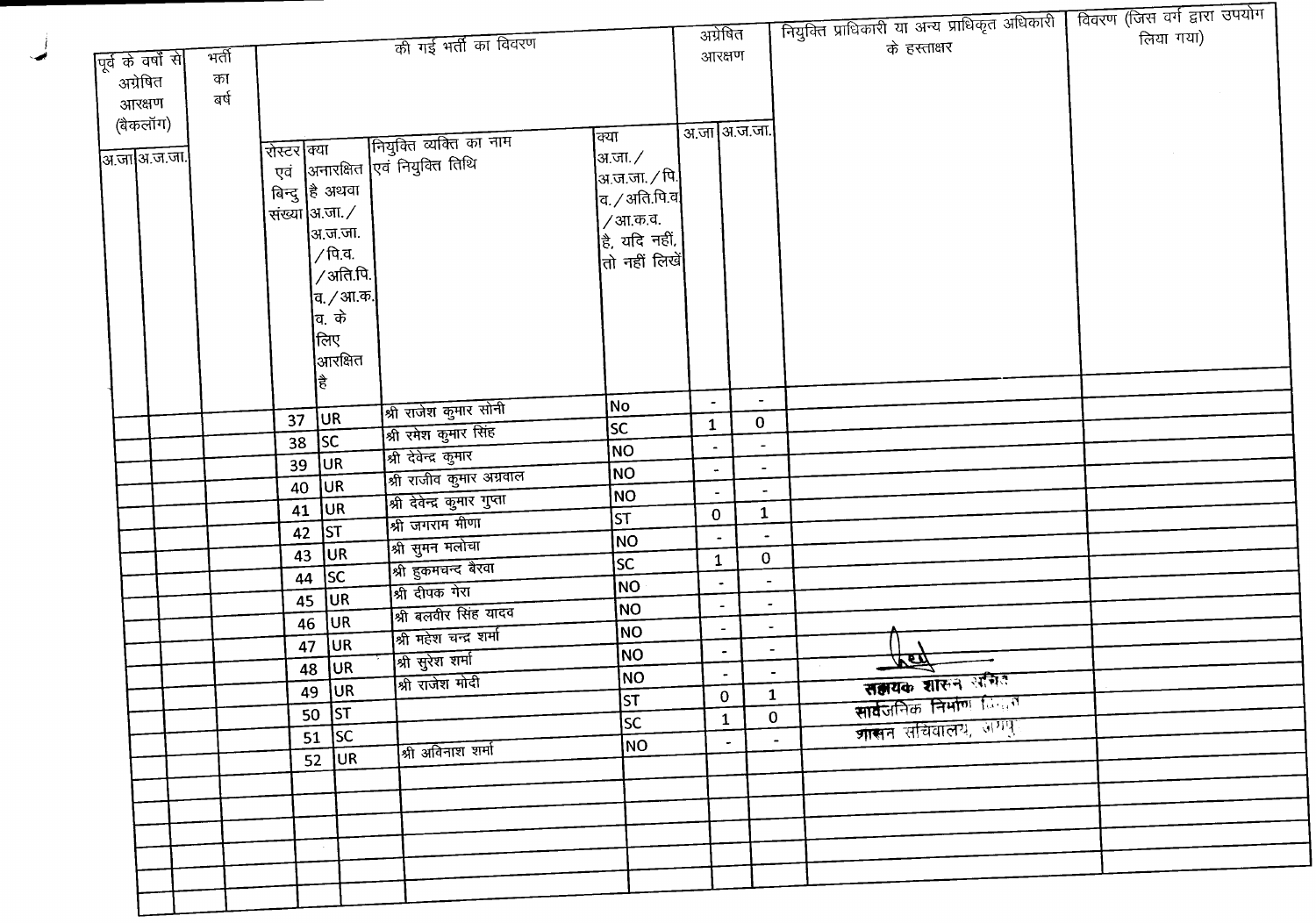| पूर्व के वर्षों से अग्रेषित आरक्षण (बैकलॉग) | | भर्ती का वर्ष | की गई भर्ती का विवरण | | | | अग्रेषित आरक्षण | | नियुक्ति प्राधिकारी या अन्य प्राधिकृत अधिकारी के हस्ताक्षर | विवरण (जिस वर्ग द्वारा उपयोग लिया गया) |
|---|---|---|---|---|---|---|---|---|---|---|
| अ.जा | अ.ज.जा. | | रोस्टर एवं बिन्दु संख्या | क्या अनारक्षित है अथवा अ.जा./अ.ज.जा./पि.व./अति.पि.व./आ.क.व. के लिए आरक्षित है | नियुक्ति व्यक्ति का नाम एवं नियुक्ति तिथि | क्या अ.जा./अ.ज.जा./पि.व./अति.पि.व./आ.क.व. है, यदि नहीं, तो नहीं लिखें | अ.जा | अ.ज.जा. | | |
| | | | 37 | UR | श्री राजेश कुमार सोनी | No | - | - | | |
| | | | 38 | SC | श्री रमेश कुमार सिंह | SC | 1 | 0 | | |
| | | | 39 | UR | श्री देवेन्द्र कुमार | NO | - | - | | |
| | | | 40 | UR | श्री राजीव कुमार अग्रवाल | NO | - | - | | |
| | | | 41 | UR | श्री देवेन्द्र कुमार गुप्ता | NO | - | - | | |
| | | | 42 | ST | श्री जगराम मीणा | ST | 0 | 1 | | |
| | | | 43 | UR | श्री सुमन मलोचा | NO | - | - | | |
| | | | 44 | SC | श्री हुकमचन्द बैरवा | SC | 1 | 0 | | |
| | | | 45 | UR | श्री दीपक गेरा | NO | - | - | | |
| | | | 46 | UR | श्री बलवीर सिंह यादव | NO | - | - | | |
| | | | 47 | UR | श्री महेश चन्द्र शर्मा | NO | - | - | | |
| | | | 48 | UR | श्री सुरेश शर्मा | NO | - | - | | |
| | | | 49 | UR | श्री राजेश मोदी | NO | - | - | | |
| | | | 50 | ST | | ST | 0 | 1 | | |
| | | | 51 | SC | | SC | 1 | 0 | | |
| | | | 52 | UR | श्री अविनाश शर्मा | NO | - | - | | |

सहायक शासन सचिव
सार्वजनिक निर्माण विभाग
शासन सचिवालय, जयपुर